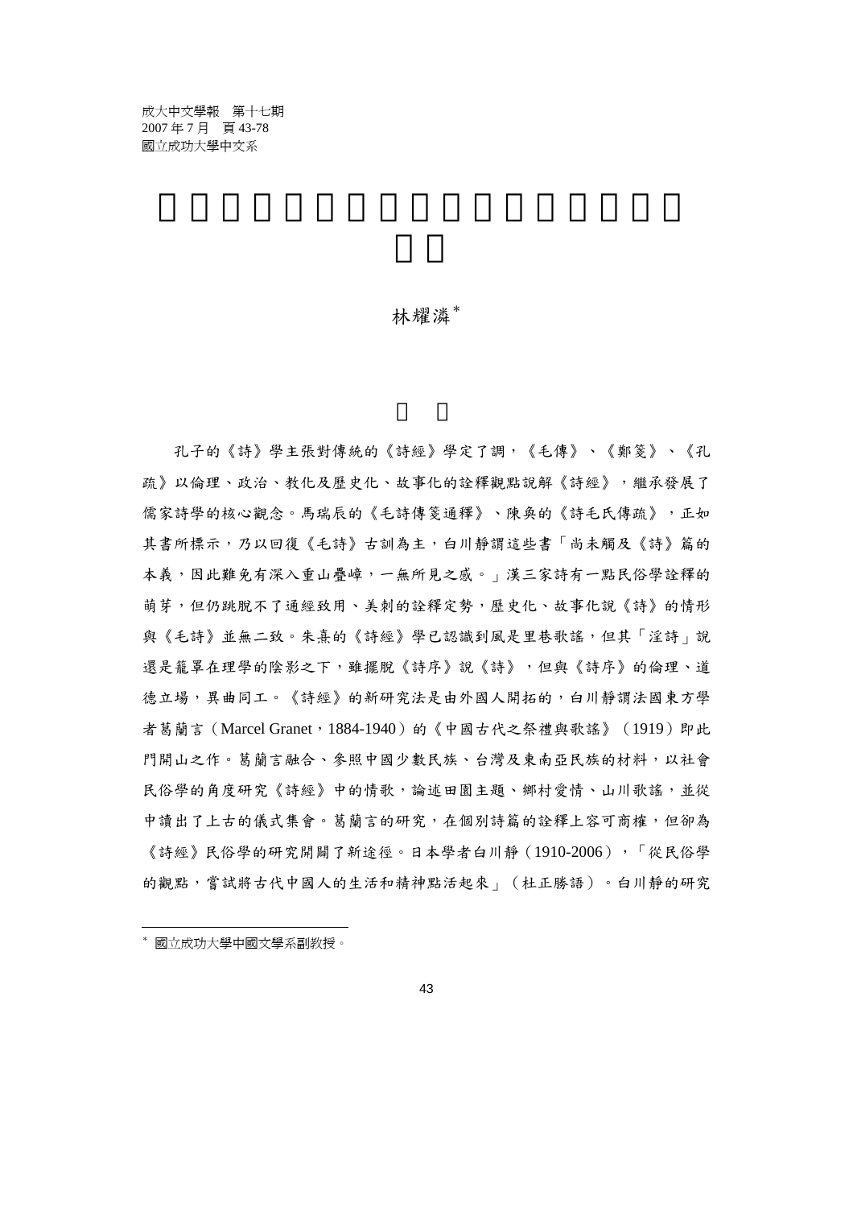林耀潾*

孔子的《詩》學主張對傳統的《詩經》學定了調，《毛傳》、《鄭箋》、《孔疏》以倫理、政治、教化及歷史化、故事化的詮釋觀點說解《詩經》，繼承發展了儒家詩學的核心觀念。馬瑞辰的《毛詩傳箋通釋》、陳奐的《詩毛氏傳疏》，正如其書所標示，乃以回復《毛詩》古訓為主，白川靜謂這些書「尚未觸及《詩》篇的本義，因此難免有深入重山疊嶂，一無所見之感。」漢三家詩有一點民俗學詮釋的萌芽，但仍跳脫不了通經致用、美刺的詮釋定勢，歷史化、故事化說《詩》的情形與《毛詩》並無二致。朱熹的《詩經》學已認識到風是里巷歌謠，但其「淫詩」說還是籠罩在理學的陰影之下，雖擺脫《詩序》說《詩》，但與《詩序》的倫理、道德立場，異曲同工。《詩經》的新研究法是由外國人開拓的，白川靜謂法國東方學者葛蘭言（Marcel Granet，1884-1940）的《中國古代之祭禮與歌謠》（1919）即此門開山之作。葛蘭言融合、參照中國少數民族、台灣及東南亞民族的材料，以社會民俗學的角度研究《詩經》中的情歌，論述田園主題、鄉村愛情、山川歌謠，並從中讀出了上古的儀式集會。葛蘭言的研究，在個別詩篇的詮釋上容可商榷，但卻為《詩經》民俗學的研究開闢了新途徑。日本學者白川靜（1910-2006），「從民俗學的觀點，嘗試將古代中國人的生活和精神點活起來」（杜正勝語）。白川靜的研究

---

* 國立成功大學中國文學系副教授。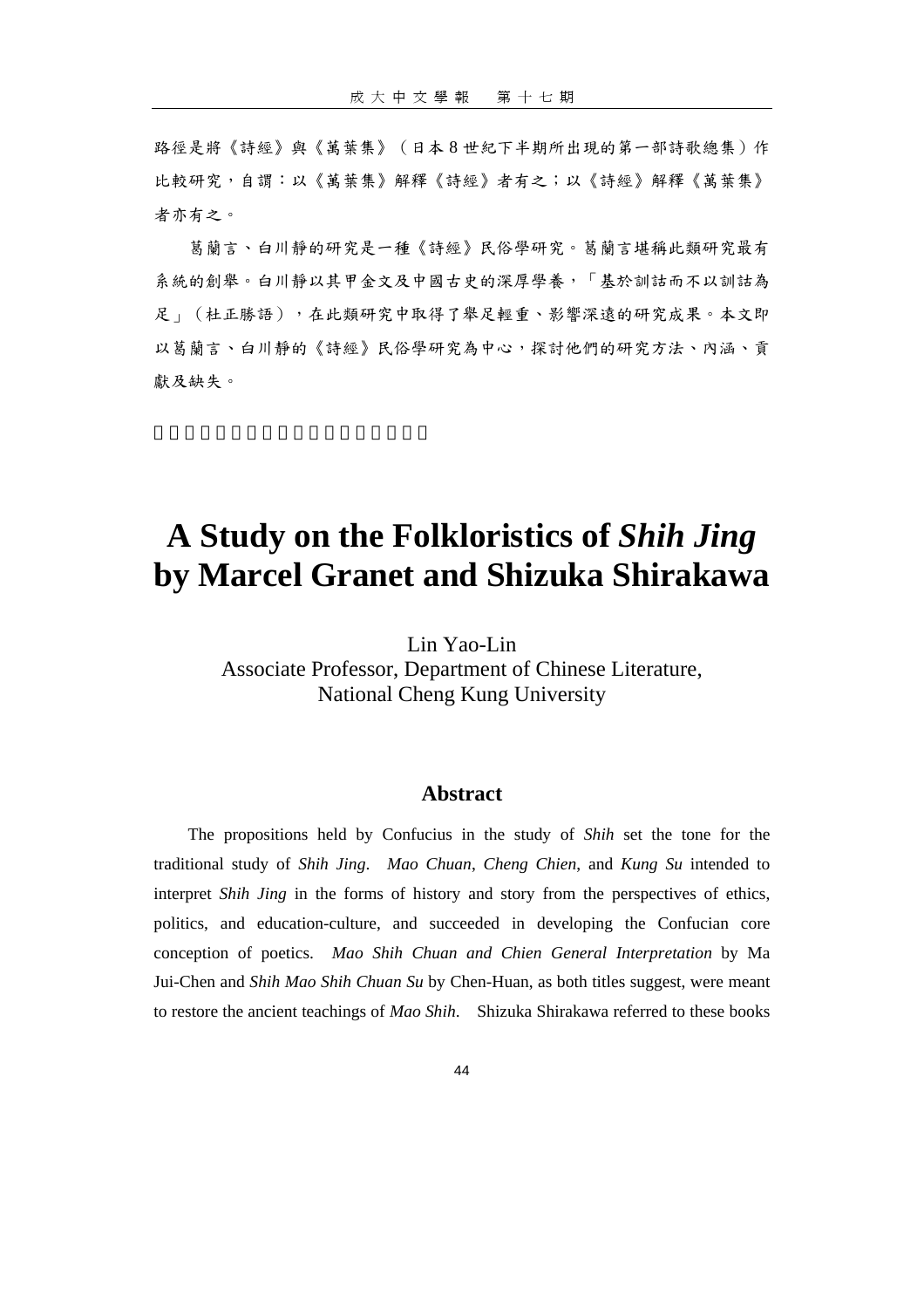路徑是將《詩經》與《萬葉集》（日本 8 世紀下半期所出現的第一部詩歌總集）作比較研究，自謂：以《萬葉集》解釋《詩經》者有之；以《詩經》解釋《萬葉集》者亦有之。

葛蘭言、白川靜的研究是一種《詩經》民俗學研究。葛蘭言堪稱此類研究最有系統的創舉。白川靜以其甲金文及中國古史的深厚學養，「基於訓詁而不以訓詁為足」（杜正勝語），在此類研究中取得了舉足輕重、影響深遠的研究成果。本文即以葛蘭言、白川靜的《詩經》民俗學研究為中心，探討他們的研究方法、內涵、貢獻及缺失。

# A Study on the Folkloristics of *Shih Jing* by Marcel Granet and Shizuka Shirakawa

Lin Yao-Lin
Associate Professor, Department of Chinese Literature,
National Cheng Kung University

## Abstract

The propositions held by Confucius in the study of *Shih* set the tone for the traditional study of *Shih Jing*. *Mao Chuan*, *Cheng Chien*, and *Kung Su* intended to interpret *Shih Jing* in the forms of history and story from the perspectives of ethics, politics, and education-culture, and succeeded in developing the Confucian core conception of poetics. *Mao Shih Chuan and Chien General Interpretation* by Ma Jui-Chen and *Shih Mao Shih Chuan Su* by Chen-Huan, as both titles suggest, were meant to restore the ancient teachings of *Mao Shih*. Shizuka Shirakawa referred to these books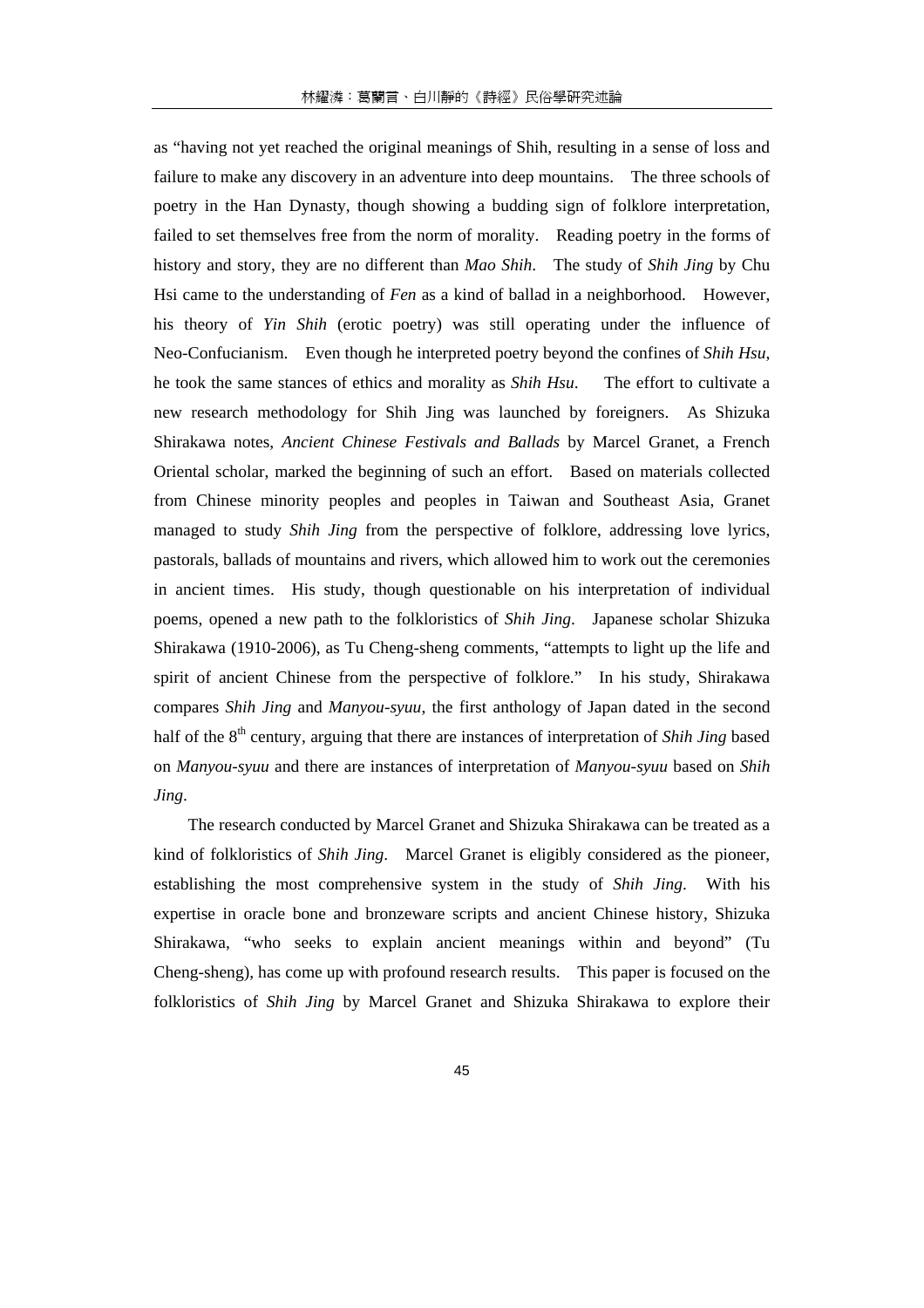as "having not yet reached the original meanings of Shih, resulting in a sense of loss and failure to make any discovery in an adventure into deep mountains. The three schools of poetry in the Han Dynasty, though showing a budding sign of folklore interpretation, failed to set themselves free from the norm of morality. Reading poetry in the forms of history and story, they are no different than *Mao Shih*. The study of *Shih Jing* by Chu Hsi came to the understanding of *Fen* as a kind of ballad in a neighborhood. However, his theory of *Yin Shih* (erotic poetry) was still operating under the influence of Neo-Confucianism. Even though he interpreted poetry beyond the confines of *Shih Hsu*, he took the same stances of ethics and morality as *Shih Hsu*. The effort to cultivate a new research methodology for Shih Jing was launched by foreigners. As Shizuka Shirakawa notes, *Ancient Chinese Festivals and Ballads* by Marcel Granet, a French Oriental scholar, marked the beginning of such an effort. Based on materials collected from Chinese minority peoples and peoples in Taiwan and Southeast Asia, Granet managed to study *Shih Jing* from the perspective of folklore, addressing love lyrics, pastorals, ballads of mountains and rivers, which allowed him to work out the ceremonies in ancient times. His study, though questionable on his interpretation of individual poems, opened a new path to the folkloristics of *Shih Jing*. Japanese scholar Shizuka Shirakawa (1910-2006), as Tu Cheng-sheng comments, "attempts to light up the life and spirit of ancient Chinese from the perspective of folklore." In his study, Shirakawa compares *Shih Jing* and *Manyou-syuu*, the first anthology of Japan dated in the second half of the 8th century, arguing that there are instances of interpretation of *Shih Jing* based on *Manyou-syuu* and there are instances of interpretation of *Manyou-syuu* based on *Shih Jing*.

The research conducted by Marcel Granet and Shizuka Shirakawa can be treated as a kind of folkloristics of *Shih Jing*. Marcel Granet is eligibly considered as the pioneer, establishing the most comprehensive system in the study of *Shih Jing*. With his expertise in oracle bone and bronzeware scripts and ancient Chinese history, Shizuka Shirakawa, "who seeks to explain ancient meanings within and beyond" (Tu Cheng-sheng), has come up with profound research results. This paper is focused on the folkloristics of *Shih Jing* by Marcel Granet and Shizuka Shirakawa to explore their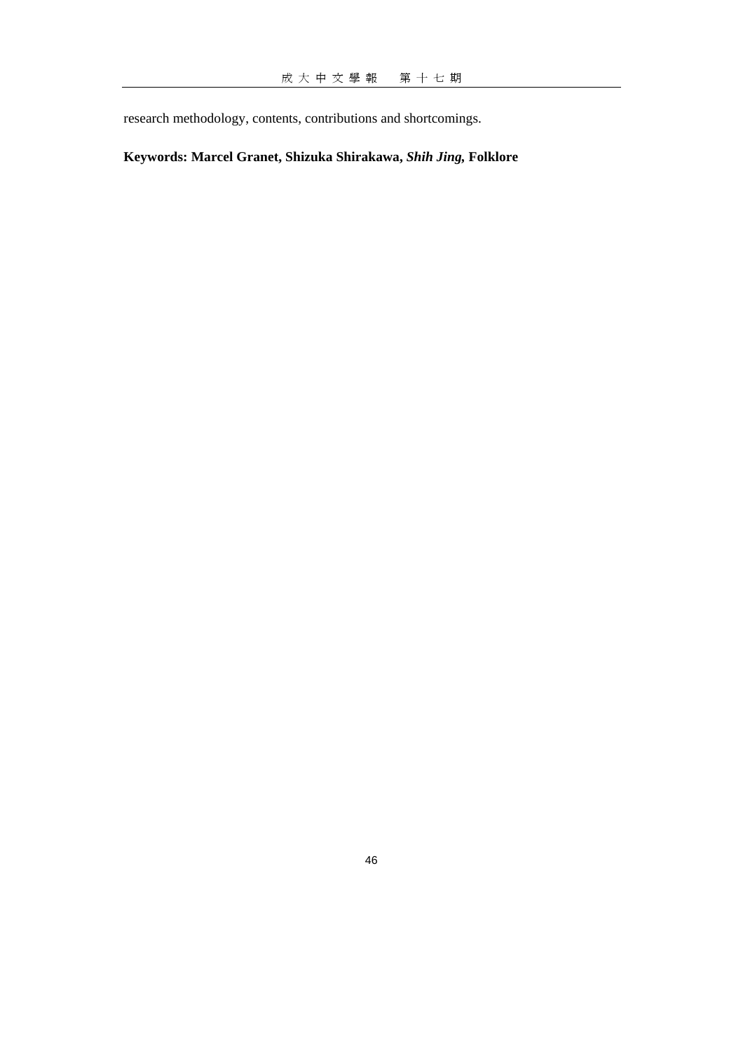research methodology, contents, contributions and shortcomings.

**Keywords: Marcel Granet, Shizuka Shirakawa, *Shih Jing*, Folklore**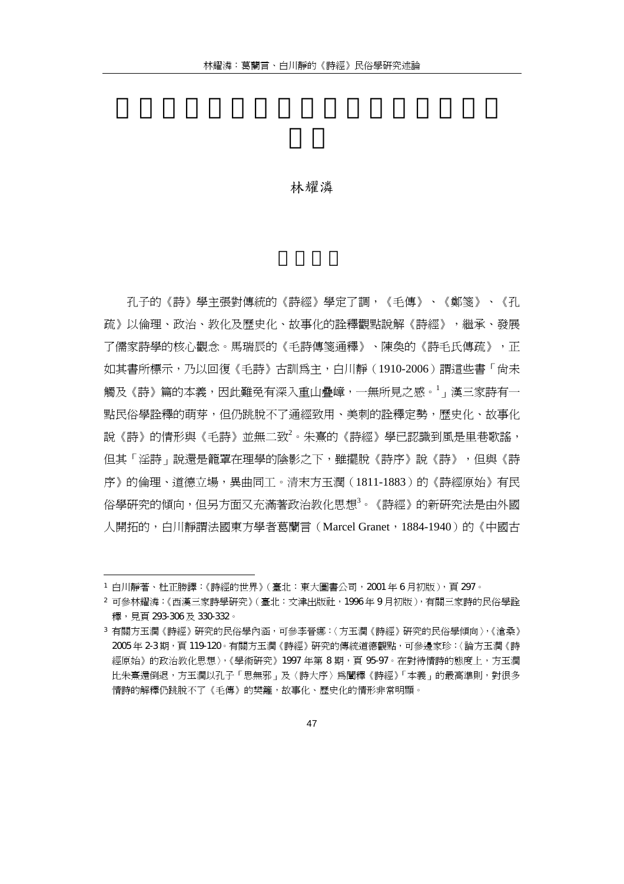# 葛蘭言、白川靜的《詩經》民俗學研究述論

林耀潾

## 一、前言

孔子的《詩》學主張對傳統的《詩經》學定了調，《毛傳》、《鄭箋》、《孔疏》以倫理、政治、教化及歷史化、故事化的詮釋觀點說解《詩經》，繼承、發展了儒家詩學的核心觀念。馬瑞辰的《毛詩傳箋通釋》、陳奐的《詩毛氏傳疏》，正如其書所標示，乃以回復《毛詩》古訓為主，白川靜（1910-2006）謂這些書「尚未觸及《詩》篇的本義，因此難免有深入重山疊嶂，一無所見之感。[1]」漢三家詩有一點民俗學詮釋的萌芽，但仍跳脫不了通經致用、美刺的詮釋定勢，歷史化、故事化說《詩》的情形與《毛詩》並無二致[2]。朱熹的《詩經》學已認識到風是里巷歌謠，但其「淫詩」說還是籠罩在理學的陰影之下，雖擺脫《詩序》說《詩》，但與《詩序》的倫理、道德立場，異曲同工。清末方玉潤（1811-1883）的《詩經原始》有民俗學研究的傾向，但另方面又充滿著政治教化思想[3]。《詩經》的新研究法是由外國人開拓的，白川靜謂法國東方學者葛蘭言（Marcel Granet，1884-1940）的《中國古

---

[1] 白川靜著、杜正勝譯：《詩經的世界》（臺北：東大圖書公司，2001 年 6 月初版），頁 297。

[2] 可參林耀潾：《西漢三家詩學研究》（臺北：文津出版社，1996 年 9 月初版），有關三家詩的民俗學詮釋，見頁 293-306 及 330-332。

[3] 有關方玉潤《詩經》研究的民俗學內涵，可參李晉娜：〈方玉潤《詩經》研究的民俗學傾向〉，《滄桑》2005 年 2-3 期，頁 119-120。有關方玉潤《詩經》研究的傳統道德觀點，可參邊家珍：〈論方玉潤《詩經原始》的政治教化思想〉，《學術研究》1997 年第 8 期，頁 95-97。在對待情詩的態度上，方玉潤比朱熹還倒退，方玉潤以孔子「思無邪」及〈詩大序〉為闡釋《詩經》「本義」的最高準則，對很多情詩的解釋仍跳脫不了《毛傳》的樊籬，故事化、歷史化的情形非常明顯。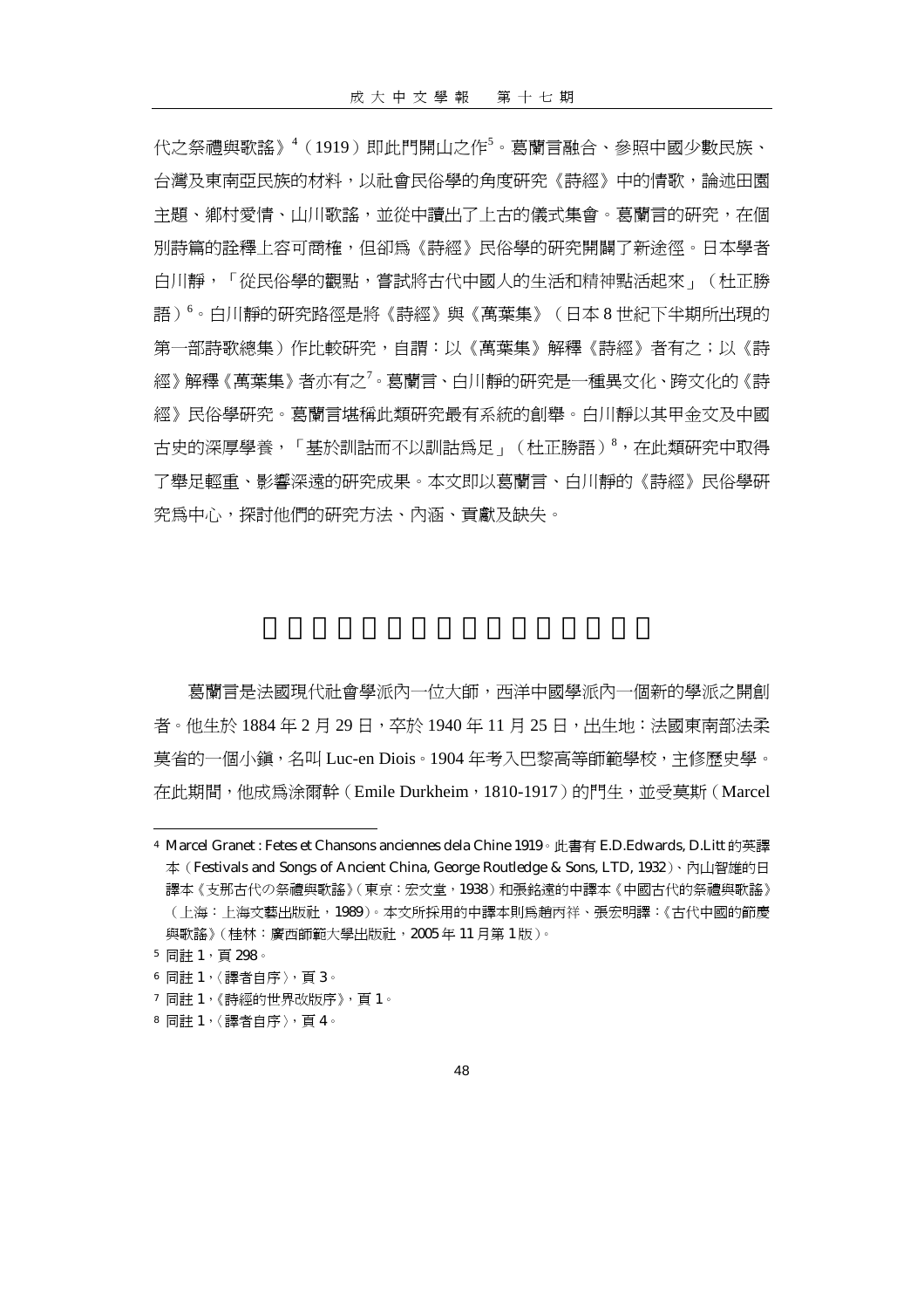代之祭禮與歌謠》[4]（1919）即此門開山之作[5]。葛蘭言融合、參照中國少數民族、台灣及東南亞民族的材料，以社會民俗學的角度研究《詩經》中的情歌，論述田園主題、鄉村愛情、山川歌謠，並從中讀出了上古的儀式集會。葛蘭言的研究，在個別詩篇的詮釋上容可商榷，但卻為《詩經》民俗學的研究開闢了新途徑。日本學者白川靜，「從民俗學的觀點，嘗試將古代中國人的生活和精神點活起來」（杜正勝語）[6]。白川靜的研究路徑是將《詩經》與《萬葉集》（日本 8 世紀下半期所出現的第一部詩歌總集）作比較研究，自謂：以《萬葉集》解釋《詩經》者有之；以《詩經》解釋《萬葉集》者亦有之[7]。葛蘭言、白川靜的研究是一種異文化、跨文化的《詩經》民俗學研究。葛蘭言堪稱此類研究最有系統的創舉。白川靜以其甲金文及中國古史的深厚學養，「基於訓詁而不以訓詁為足」（杜正勝語）[8]，在此類研究中取得了舉足輕重、影響深遠的研究成果。本文即以葛蘭言、白川靜的《詩經》民俗學研究為中心，探討他們的研究方法、內涵、貢獻及缺失。

葛蘭言是法國現代社會學派內一位大師，西洋中國學派內一個新的學派之開創者。他生於 1884 年 2 月 29 日，卒於 1940 年 11 月 25 日，出生地：法國東南部法柔莫省的一個小鎮，名叫 Luc-en Diois。1904 年考入巴黎高等師範學校，主修歷史學。在此期間，他成為涂爾幹（Emile Durkheim，1810-1917）的門生，並受莫斯（Marcel

---

[4] Marcel Granet : Fetes et Chansons anciennes dela Chine 1919。此書有 E.D.Edwards, D.Litt 的英譯本（Festivals and Songs of Ancient China, George Routledge & Sons, LTD, 1932）、內山智雄的日譯本《支那古代の祭禮與歌謠》（東京：宏文堂，1938）和張銘遠的中譯本《中國古代的祭禮與歌謠》（上海：上海文藝出版社，1989）。本文所採用的中譯本則為趙丙祥、張宏明譯：《古代中國的節慶與歌謠》（桂林：廣西師範大學出版社，2005 年 11 月第 1 版）。

[5] 同註 1，頁 298。

[6] 同註 1，〈譯者自序〉，頁 3。

[7] 同註 1，《詩經的世界改版序》，頁 1。

[8] 同註 1，〈譯者自序〉，頁 4。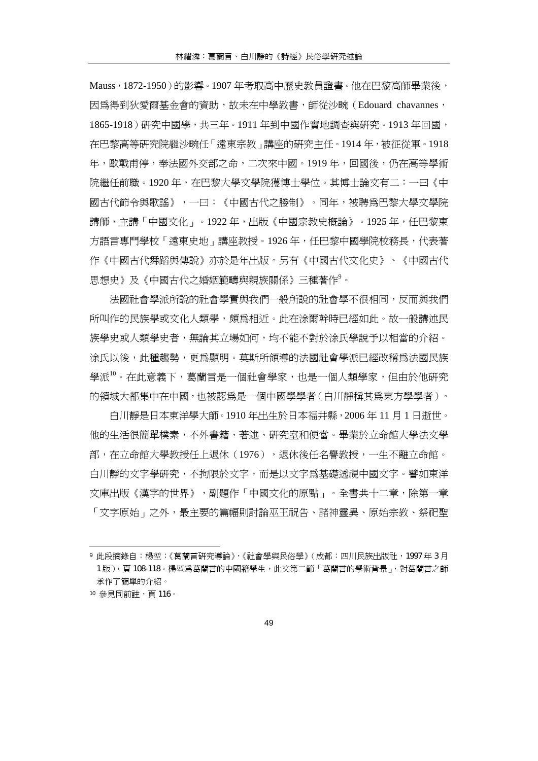Mauss，1872-1950）的影響。1907 年考取高中歷史教員證書。他在巴黎高師畢業後，因為得到狄愛爾基金會的資助，故未在中學教書，師從沙畹（Edouard chavannes，1865-1918）研究中國學，共三年。1911 年到中國作實地調查與研究。1913 年回國，在巴黎高等研究院繼沙畹任「遠東宗教」講座的研究主任。1914 年，被征從軍。1918 年，歐戰甫停，奉法國外交部之命，二次來中國。1919 年，回國後，仍在高等學術院繼任前職。1920 年，在巴黎大學文學院獲博士學位。其博士論文有二：一曰《中國古代節令與歌謠》，一曰：《中國古代之媵制》。同年，被聘為巴黎大學文學院講師，主講「中國文化」。1922 年，出版《中國宗教史概論》。1925 年，任巴黎東方語言專門學校「遠東史地」講座教授。1926 年，任巴黎中國學院校務長，代表著作《中國古代舞蹈與傳說》亦於是年出版。另有《中國古代文化史》、《中國古代思想史》及《中國古代之婚姻範疇與親族關係》三種著作[9]。

法國社會學派所說的社會學實與我們一般所說的社會學不很相同，反而與我們所叫作的民族學或文化人類學，頗為相近。此在涂爾幹時已經如此。故一般講述民族學史或人類學史者，無論其立場如何，均不能不對於涂氏學說予以相當的介紹。涂氏以後，此種趨勢，更為顯明。莫斯所領導的法國社會學派已經改稱為法國民族學派[10]。在此意義下，葛蘭言是一個社會學家，也是一個人類學家，但由於他研究的領域大都集中在中國，也被認為是一個中國學學者（白川靜稱其為東方學學者）。

白川靜是日本東洋學大師。1910 年出生於日本福井縣，2006 年 11 月 1 日逝世。他的生活很簡單樸素，不外書籍、著述、研究室和便當。畢業於立命館大學法文學部，在立命館大學教授任上退休（1976），退休後任名譽教授，一生不離立命館。白川靜的文字學研究，不拘限於文字，而是以文字為基礎透視中國文字。譬如東洋文庫出版《漢字的世界》，副題作「中國文化的原點」。全書共十二章，除第一章「文字原始」之外，最主要的篇幅則討論巫王祝告、諸神靈異、原始宗教、祭祀聖

---

[9] 此段摘錄自：楊堃：《葛蘭言研究導論》，《社會學與民俗學》（成都：四川民族出版社，1997 年 3 月 1 版），頁 108-118。楊堃為葛蘭言的中國籍學生，此文第二節「葛蘭言的學術背景」，對葛蘭言之師承作了簡單的介紹。

[10] 參見同前註，頁 116。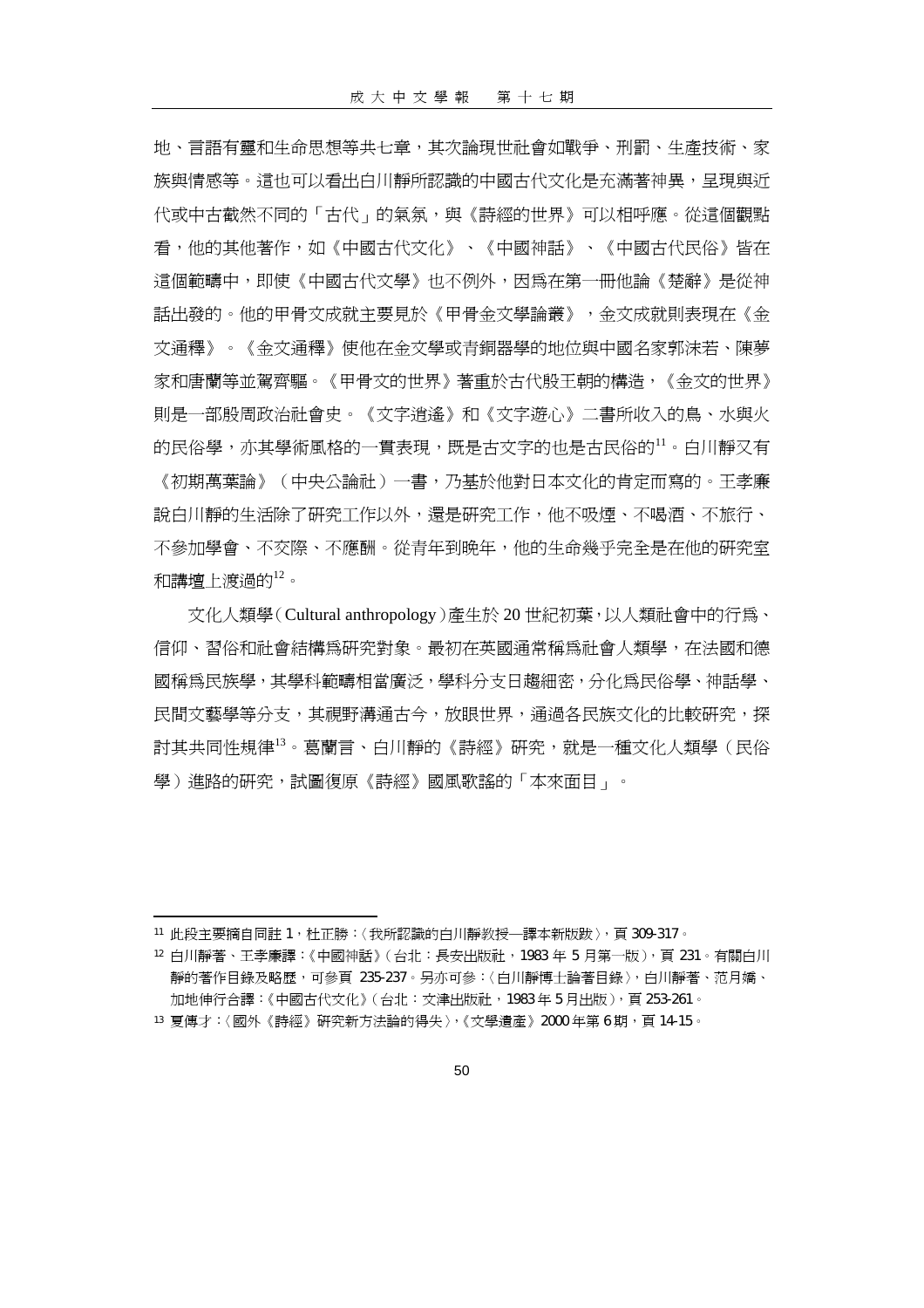地、言語有靈和生命思想等共七章，其次論現世社會如戰爭、刑罰、生產技術、家族與情感等。這也可以看出白川靜所認識的中國古代文化是充滿著神異，呈現與近代或中古截然不同的「古代」的氣氛，與《詩經的世界》可以相呼應。從這個觀點看，他的其他著作，如《中國古代文化》、《中國神話》、《中國古代民俗》皆在這個範疇中，即使《中國古代文學》也不例外，因爲在第一冊他論《楚辭》是從神話出發的。他的甲骨文成就主要見於《甲骨金文學論叢》，金文成就則表現在《金文通釋》。《金文通釋》使他在金文學或青銅器學的地位與中國名家郭沫若、陳夢家和唐蘭等並駕齊驅。《甲骨文的世界》著重於古代殷王朝的構造，《金文的世界》則是一部殷周政治社會史。《文字逍遙》和《文字遊心》二書所收入的鳥、水與火的民俗學，亦其學術風格的一貫表現，既是古文字的也是古民俗的[11]。白川靜又有《初期萬葉論》（中央公論社）一書，乃基於他對日本文化的肯定而寫的。王孝廉說白川靜的生活除了研究工作以外，還是研究工作，他不吸煙、不喝酒、不旅行、不參加學會、不交際、不應酬。從青年到晚年，他的生命幾乎完全是在他的研究室和講壇上渡過的[12]。

文化人類學（Cultural anthropology）產生於 20 世紀初葉，以人類社會中的行爲、信仰、習俗和社會結構爲研究對象。最初在英國通常稱爲社會人類學，在法國和德國稱爲民族學，其學科範疇相當廣泛，學科分支日趨細密，分化爲民俗學、神話學、民間文藝學等分支，其視野溝通古今，放眼世界，通過各民族文化的比較研究，探討其共同性規律[13]。葛蘭言、白川靜的《詩經》研究，就是一種文化人類學（民俗學）進路的研究，試圖復原《詩經》國風歌謠的「本來面目」。

---

[11] 此段主要摘自同註 1，杜正勝：〈我所認識的白川靜教授—譯本新版跋〉，頁 309-317。

[12] 白川靜著、王孝廉譯：《中國神話》（台北：長安出版社，1983 年 5 月第一版），頁 231。有關白川靜的著作目錄及略歷，可參頁 235-237。另亦可參：〈白川靜博士論著目錄〉，白川靜著、范月嬌、加地伸行合譯：《中國古代文化》（台北：文津出版社，1983 年 5 月出版），頁 253-261。

[13] 夏傳才：〈國外《詩經》研究新方法論的得失〉，《文學遺產》2000 年第 6 期，頁 14-15。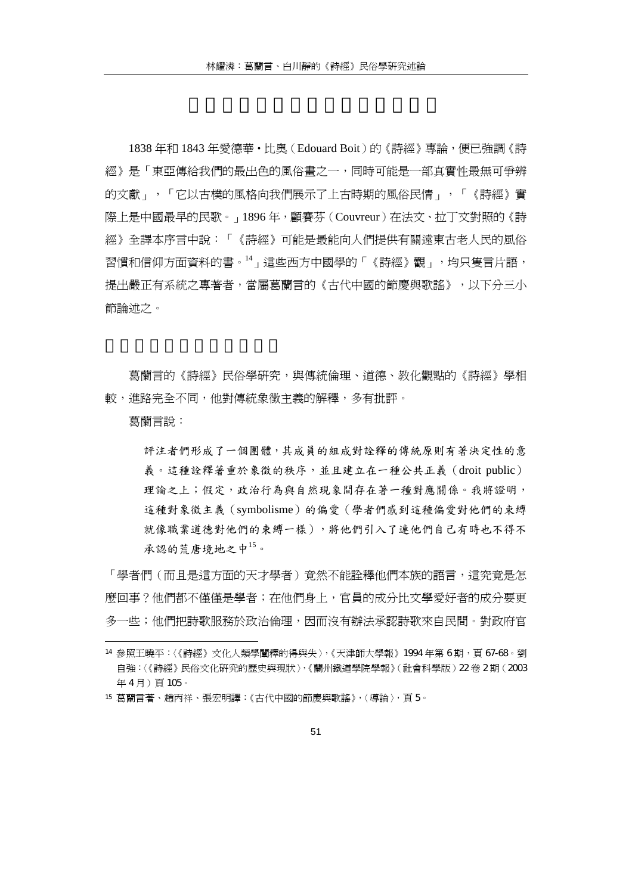1838 年和 1843 年愛德華・比奧（Edouard Boit）的《詩經》專論，便已強調《詩經》是「東亞傳給我們的最出色的風俗畫之一，同時可能是一部真實性最無可爭辨的文獻」，「它以古樸的風格向我們展示了上古時期的風俗民情」，「《詩經》實際上是中國最早的民歌。」1896 年，顧賽芬（Couvreur）在法文、拉丁文對照的《詩經》全譯本序言中說：「《詩經》可能是最能向人們提供有關遠東古老人民的風俗習慣和信仰方面資料的書。[14]」這些西方中國學的「《詩經》觀」，均只隻言片語，提出嚴正有系統之專著者，當屬葛蘭言的《古代中國的節慶與歌謠》，以下分三小節論述之。

葛蘭言的《詩經》民俗學研究，與傳統倫理、道德、教化觀點的《詩經》學相較，進路完全不同，他對傳統象徵主義的解釋，多有批評。

葛蘭言說：

> 評注者們形成了一個團體，其成員的組成對詮釋的傳統原則有著決定性的意義。這種詮釋著重於象徵的秩序，並且建立在一種公共正義（droit public）理論之上；假定，政治行為與自然現象間存在著一種對應關係。我將證明，這種對象徵主義（symbolisme）的偏愛（學者們感到這種偏愛對他們的束縛就像職業道德對他們的束縛一樣），將他們引入了連他們自己有時也不得不承認的荒唐境地之中[15]。

「學者們（而且是這方面的天才學者）竟然不能詮釋他們本族的語言，這究竟是怎麼回事？他們都不僅僅是學者；在他們身上，官員的成分比文學愛好者的成分要更多一些；他們把詩歌服務於政治倫理，因而沒有辦法承認詩歌來自民間。對政府官

---

[14] 參照王曉平：〈《詩經》文化人類學闡釋的得與失〉，《天津師大學報》1994 年第 6 期，頁 67-68。劉自強：〈《詩經》民俗文化研究的歷史與現狀〉，《蘭州鐵道學院學報》（社會科學版）22 卷 2 期（2003 年 4 月）頁 105。

[15] 葛蘭言著、趙丙祥、張宏明譯：《古代中國的節慶與歌謠》，〈導論〉，頁 5。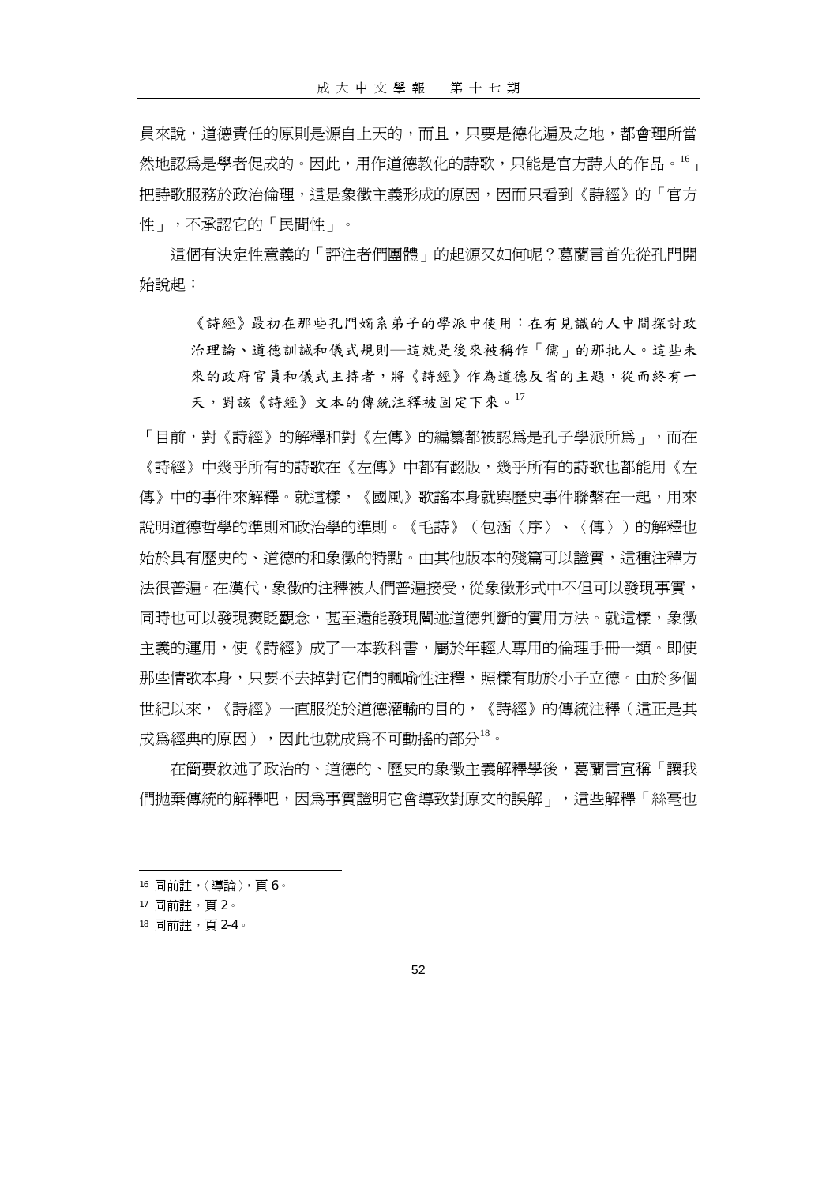員來說，道德責任的原則是源自上天的，而且，只要是德化遍及之地，都會理所當然地認爲是學者促成的。因此，用作道德教化的詩歌，只能是官方詩人的作品。[16]」把詩歌服務於政治倫理，這是象徵主義形成的原因，因而只看到《詩經》的「官方性」，不承認它的「民間性」。

這個有決定性意義的「評注者們團體」的起源又如何呢？葛蘭言首先從孔門開始說起：

> 《詩經》最初在那些孔門嫡系弟子的學派中使用：在有見識的人中間探討政治理論、道德訓誡和儀式規則─這就是後來被稱作「儒」的那批人。這些未來的政府官員和儀式主持者，將《詩經》作為道德反省的主題，從而終有一天，對該《詩經》文本的傳統注釋被固定下來。[17]

「目前，對《詩經》的解釋和對《左傳》的編纂都被認爲是孔子學派所爲」，而在《詩經》中幾乎所有的詩歌在《左傳》中都有翻版，幾乎所有的詩歌也都能用《左傳》中的事件來解釋。就這樣，《國風》歌謠本身就與歷史事件聯繫在一起，用來說明道德哲學的準則和政治學的準則。《毛詩》（包涵〈序〉、〈傳〉）的解釋也始於具有歷史的、道德的和象徵的特點。由其他版本的殘篇可以證實，這種注釋方法很普遍。在漢代，象徵的注釋被人們普遍接受，從象徵形式中不但可以發現事實，同時也可以發現褒貶觀念，甚至還能發現闡述道德判斷的實用方法。就這樣，象徵主義的運用，使《詩經》成了一本教科書，屬於年輕人專用的倫理手冊一類。即使那些情歌本身，只要不去掉對它們的諷喻性注釋，照樣有助於小子立德。由於多個世紀以來，《詩經》一直服從於道德灌輸的目的，《詩經》的傳統注釋（這正是其成爲經典的原因），因此也就成爲不可動搖的部分[18]。

在簡要敘述了政治的、道德的、歷史的象徵主義解釋學後，葛蘭言宣稱「讓我們拋棄傳統的解釋吧，因爲事實證明它會導致對原文的誤解」，這些解釋「絲毫也

---

[16] 同前註，〈導論〉，頁 6。

[17] 同前註，頁 2。

[18] 同前註，頁 2-4。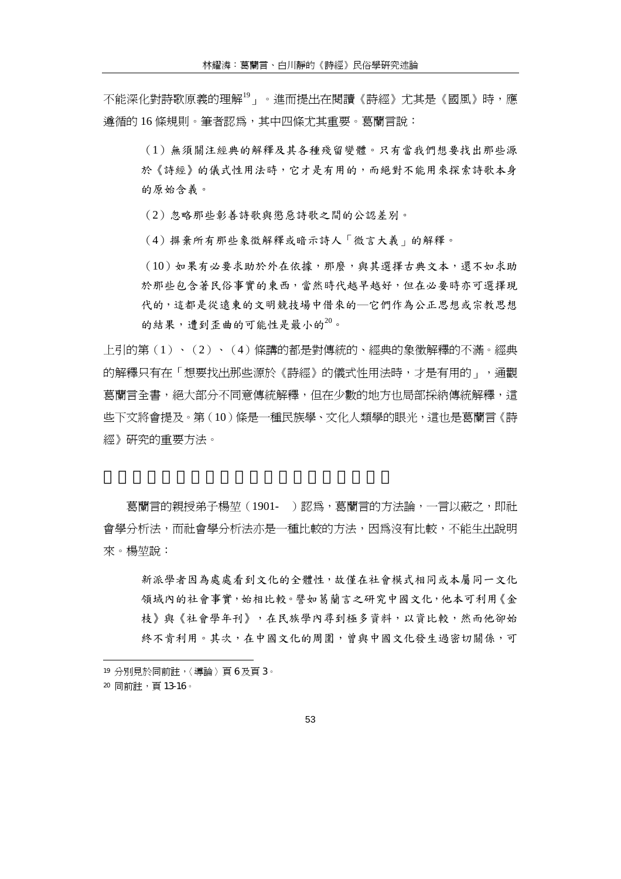不能深化對詩歌原義的理解[19]」。進而提出在閱讀《詩經》尤其是《國風》時，應遵循的 16 條規則。筆者認為，其中四條尤其重要。葛蘭言說：

> （1）無須關注經典的解釋及其各種殘留變體。只有當我們想要找出那些源於《詩經》的儀式性用法時，它才是有用的，而絕對不能用來探索詩歌本身的原始含義。
>
> （2）忽略那些彰善詩歌與懲惡詩歌之間的公認差別。
>
> （4）摒棄所有那些象徵解釋或暗示詩人「微言大義」的解釋。
>
> （10）如果有必要求助於外在依據，那麼，與其選擇古典文本，還不如求助於那些包含著民俗事實的東西，當然時代越早越好，但在必要時亦可選擇現代的，這都是從遠東的文明競技場中借來的—它們作為公正思想或宗教思想的結果，遭到歪曲的可能性是最小的[20]。

上引的第（1）、（2）、（4）條講的都是對傳統的、經典的象徵解釋的不滿。經典的解釋只有在「想要找出那些源於《詩經》的儀式性用法時，才是有用的」，通觀葛蘭言全書，絕大部分不同意傳統解釋，但在少數的地方也局部採納傳統解釋，這些下文將會提及。第（10）條是一種民族學、文化人類學的眼光，這也是葛蘭言《詩經》研究的重要方法。

葛蘭言的親授弟子楊堃（1901- ）認為，葛蘭言的方法論，一言以蔽之，即社會學分析法，而社會學分析法亦是一種比較的方法，因為沒有比較，不能生出說明來。楊堃說：

> 新派學者因為處處看到文化的全體性，故僅在社會模式相同或本屬同一文化領域內的社會事實，始相比較。譬如葛蘭言之研究中國文化，他本可利用《金枝》與《社會學年刊》，在民族學內尋到極多資料，以資比較，然而他卻始終不肯利用。其次，在中國文化的周圍，曾與中國文化發生過密切關係，可

---

[19] 分別見於同前註，〈導論〉頁 6 及頁 3。

[20] 同前註，頁 13-16。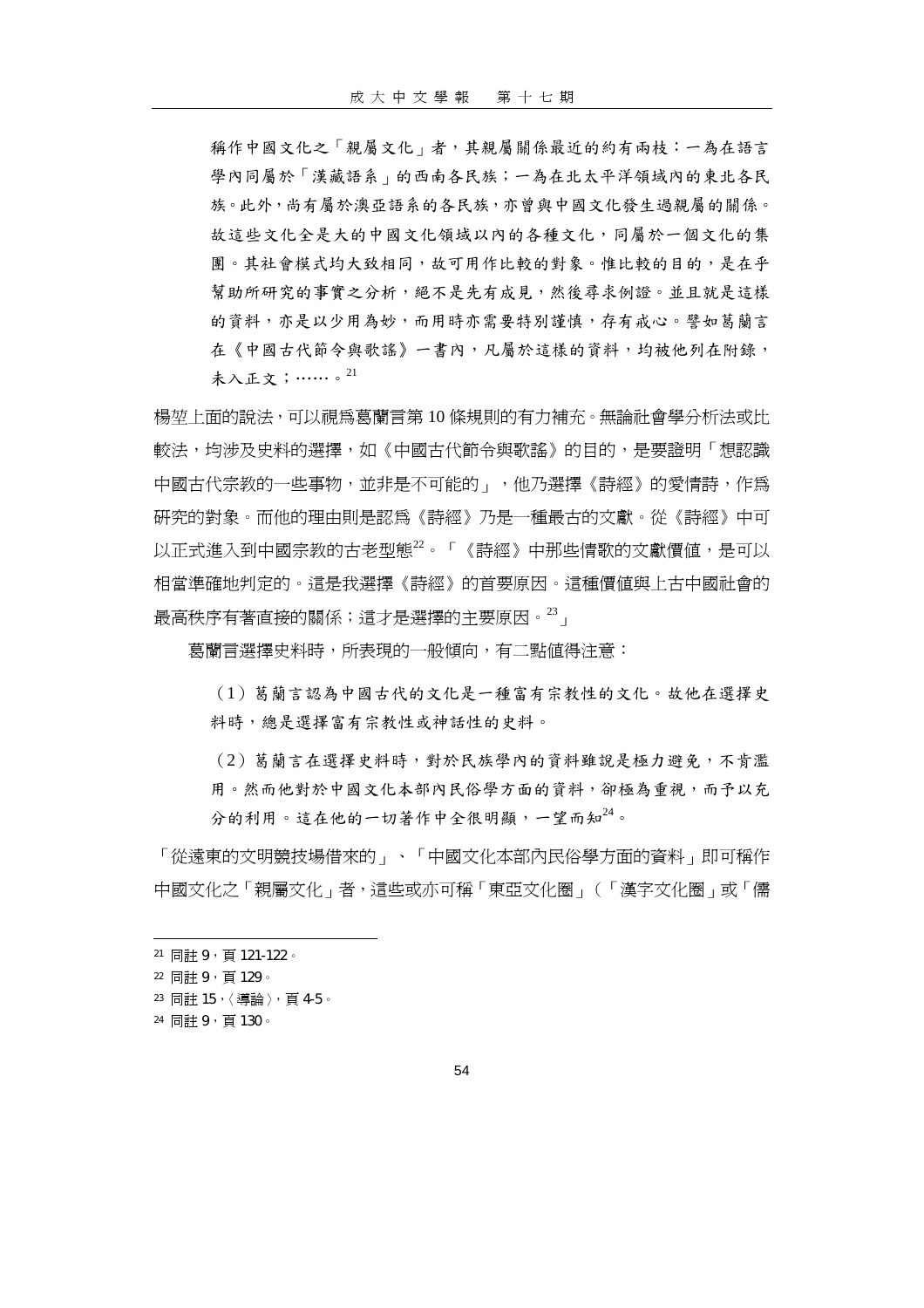> 稱作中國文化之「親屬文化」者，其親屬關係最近的約有兩枝：一為在語言學內同屬於「漢藏語系」的西南各民族；一為在北太平洋領域內的東北各民族。此外，尚有屬於澳亞語系的各民族，亦曾與中國文化發生過親屬的關係。故這些文化全是大的中國文化領域以內的各種文化，同屬於一個文化的集團。其社會模式均大致相同，故可用作比較的對象。惟比較的目的，是在乎幫助所研究的事實之分析，絕不是先有成見，然後尋求例證。並且就是這樣的資料，亦是以少用為妙，而用時亦需要特別謹慎，存有戒心。譬如葛蘭言在《中國古代節令與歌謠》一書內，凡屬於這樣的資料，均被他列在附錄，未入正文；……。[21]

楊堃上面的說法，可以視為葛蘭言第 10 條規則的有力補充。無論社會學分析法或比較法，均涉及史料的選擇，如《中國古代節令與歌謠》的目的，是要證明「想認識中國古代宗教的一些事物，並非是不可能的」，他乃選擇《詩經》的愛情詩，作為研究的對象。而他的理由則是認為《詩經》乃是一種最古的文獻。從《詩經》中可以正式進入到中國宗教的古老型態[22]。「《詩經》中那些情歌的文獻價值，是可以相當準確地判定的。這是我選擇《詩經》的首要原因。這種價值與上古中國社會的最高秩序有著直接的關係；這才是選擇的主要原因。[23]」

葛蘭言選擇史料時，所表現的一般傾向，有二點值得注意：

> （1）葛蘭言認為中國古代的文化是一種富有宗教性的文化。故他在選擇史料時，總是選擇富有宗教性或神話性的史料。
>
> （2）葛蘭言在選擇史料時，對於民族學內的資料雖說是極力避免，不肯濫用。然而他對於中國文化本部內民俗學方面的資料，卻極為重視，而予以充分的利用。這在他的一切著作中全很明顯，一望而知[24]。

「從遠東的文明競技場借來的」、「中國文化本部內民俗學方面的資料」即可稱作中國文化之「親屬文化」者，這些或亦可稱「東亞文化圈」（「漢字文化圈」或「儒

---

[21] 同註 9，頁 121-122。

[22] 同註 9，頁 129。

[23] 同註 15，〈導論〉，頁 4-5。

[24] 同註 9，頁 130。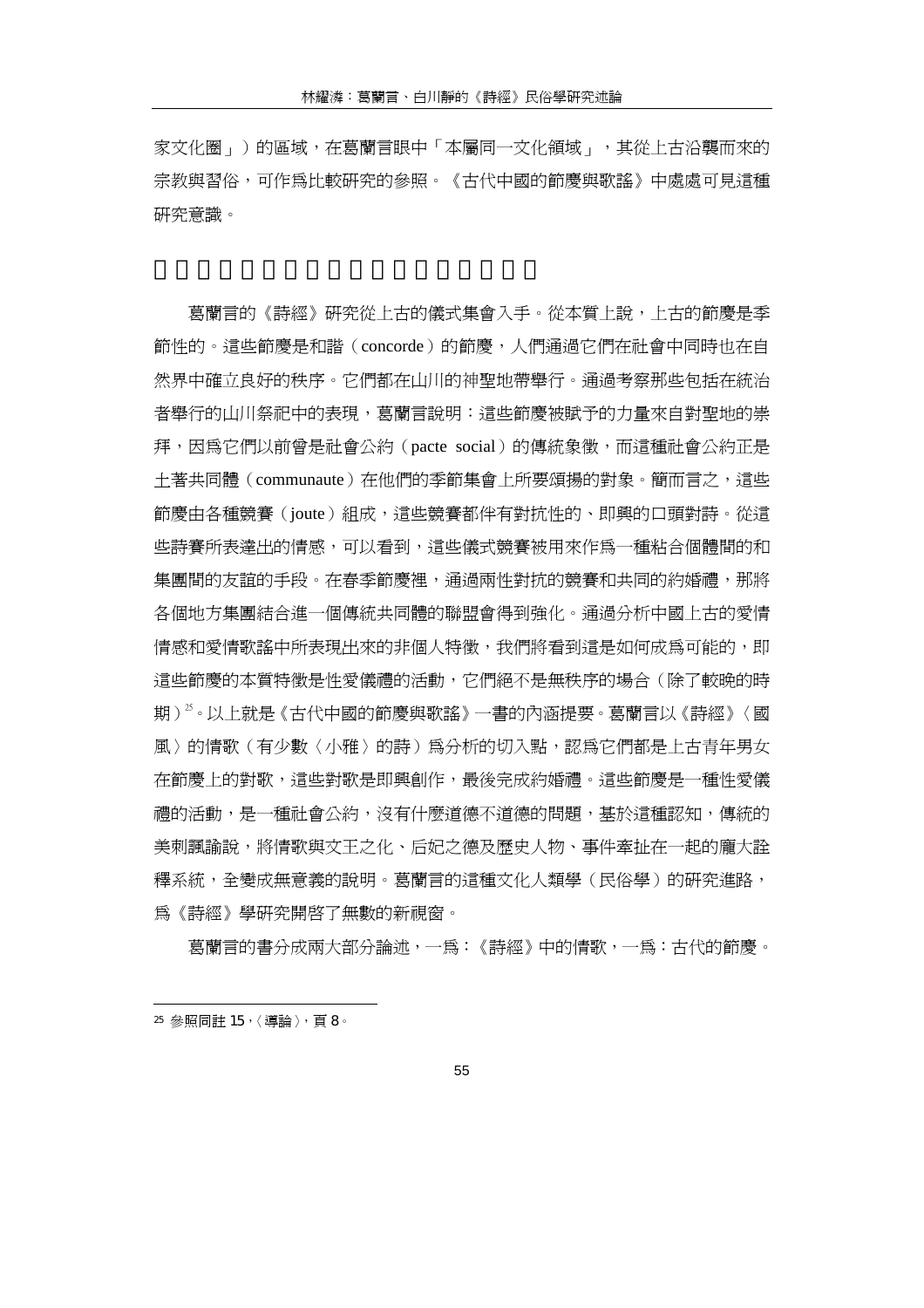家文化圈」）的區域，在葛蘭言眼中「本屬同一文化領域」，其從上古沿襲而來的宗教與習俗，可作爲比較研究的參照。《古代中國的節慶與歌謠》中處處可見這種研究意識。

葛蘭言的《詩經》研究從上古的儀式集會入手。從本質上說，上古的節慶是季節性的。這些節慶是和諧（concorde）的節慶，人們通過它們在社會中同時也在自然界中確立良好的秩序。它們都在山川的神聖地帶舉行。通過考察那些包括在統治者舉行的山川祭祀中的表現，葛蘭言說明：這些節慶被賦予的力量來自對聖地的崇拜，因爲它們以前曾是社會公約（pacte social）的傳統象徵，而這種社會公約正是土著共同體（communaute）在他們的季節集會上所要頌揚的對象。簡而言之，這些節慶由各種競賽（joute）組成，這些競賽都伴有對抗性的、即興的口頭對詩。從這些詩賽所表達出的情感，可以看到，這些儀式競賽被用來作爲一種粘合個體間的和集團間的友誼的手段。在春季節慶裡，通過兩性對抗的競賽和共同的約婚禮，那將各個地方集團結合進一個傳統共同體的聯盟會得到強化。通過分析中國上古的愛情情感和愛情歌謠中所表現出來的非個人特徵，我們將看到這是如何成爲可能的，即這些節慶的本質特徵是性愛儀禮的活動，它們絕不是無秩序的場合（除了較晚的時期）[25]。以上就是《古代中國的節慶與歌謠》一書的內涵提要。葛蘭言以《詩經》〈國風〉的情歌（有少數〈小雅〉的詩）爲分析的切入點，認爲它們都是上古青年男女在節慶上的對歌，這些對歌是即興創作，最後完成約婚禮。這些節慶是一種性愛儀禮的活動，是一種社會公約，沒有什麼道德不道德的問題，基於這種認知，傳統的美刺諷諭說，將情歌與文王之化、后妃之德及歷史人物、事件牽扯在一起的龐大詮釋系統，全變成無意義的說明。葛蘭言的這種文化人類學（民俗學）的研究進路，爲《詩經》學研究開啓了無數的新視窗。

葛蘭言的書分成兩大部分論述，一爲：《詩經》中的情歌，一爲：古代的節慶。

---

[25] 參照同註 15，〈導論〉，頁 8。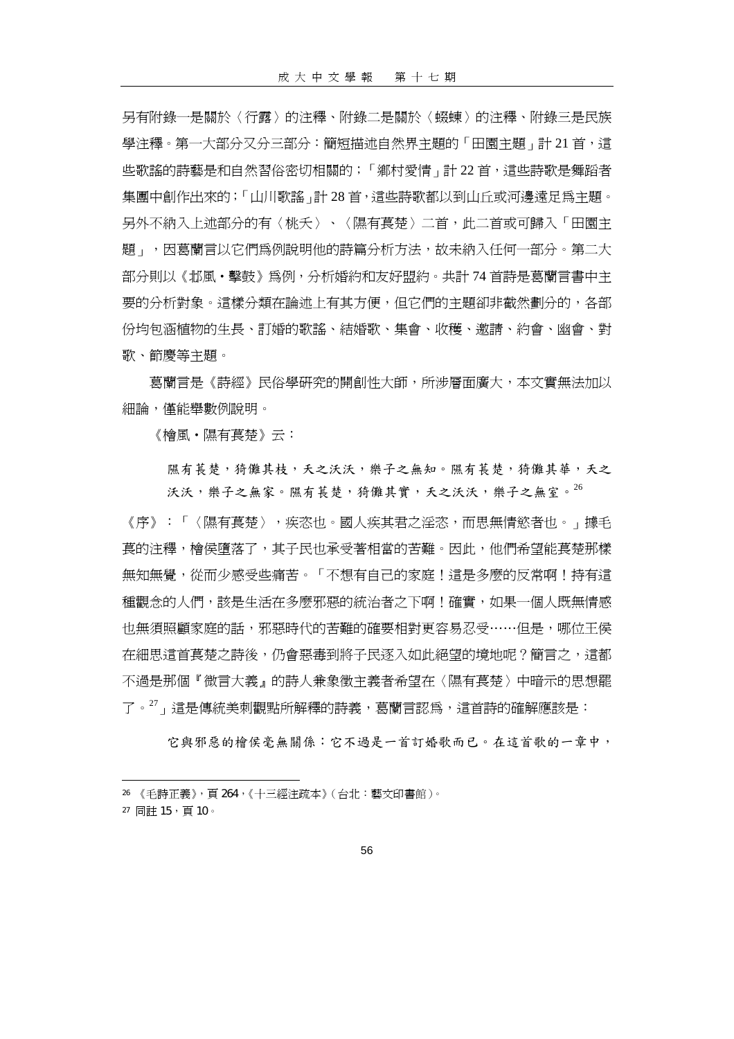另有附錄一是關於〈行露〉的注釋、附錄二是關於〈蝃蝀〉的注釋、附錄三是民族學注釋。第一大部分又分三部分：簡短描述自然界主題的「田園主題」計 21 首，這些歌謠的詩藝是和自然習俗密切相關的；「鄉村愛情」計 22 首，這些詩歌是舞蹈者集團中創作出來的；「山川歌謠」計 28 首，這些詩歌都以到山丘或河邊遠足爲主題。另外不納入上述部分的有〈桃夭〉、〈隰有萇楚〉二首，此二首或可歸入「田園主題」，因葛蘭言以它們爲例說明他的詩篇分析方法，故未納入任何一部分。第二大部分則以《邶風‧擊鼓》爲例，分析婚約和友好盟約。共計 74 首詩是葛蘭言書中主要的分析對象。這樣分類在論述上有其方便，但它們的主題卻非截然劃分的，各部份均包涵植物的生長、訂婚的歌謠、結婚歌、集會、收穫、邀請、約會、幽會、對歌、節慶等主題。

葛蘭言是《詩經》民俗學研究的開創性大師，所涉層面廣大，本文實無法加以細論，僅能舉數例說明。

《檜風‧隰有萇楚》云：

> 隰有萇楚，猗儺其枝，夭之沃沃，樂子之無知。隰有萇楚，猗儺其華，夭之沃沃，樂子之無家。隰有萇楚，猗儺其實，夭之沃沃，樂子之無室。[26]

《序》：「〈隰有萇楚〉，疾恣也。國人疾其君之淫恣，而思無情慾者也。」據毛萇的注釋，檜侯墮落了，其子民也承受著相當的苦難。因此，他們希望能萇楚那樣無知無覺，從而少感受些痛苦。「不想有自己的家庭！這是多麼的反常啊！持有這種觀念的人們，該是生活在多麼邪惡的統治者之下啊！確實，如果一個人既無情感也無須照顧家庭的話，邪惡時代的苦難的確要相對更容易忍受……但是，哪位王侯在細思這首萇楚之詩後，仍會惡毒到將子民逐入如此絕望的境地呢？簡言之，這都不過是那個『微言大義』的詩人兼象徵主義者希望在〈隰有萇楚〉中暗示的思想罷了。[27]」這是傳統美刺觀點所解釋的詩義，葛蘭言認爲，這首詩的確解應該是：

> 它與邪惡的檜侯毫無關係：它不過是一首訂婚歌而已。在這首歌的一章中，

---

[26] 《毛詩正義》，頁 264，《十三經注疏本》（台北：藝文印書館）。

[27] 同註 15，頁 10。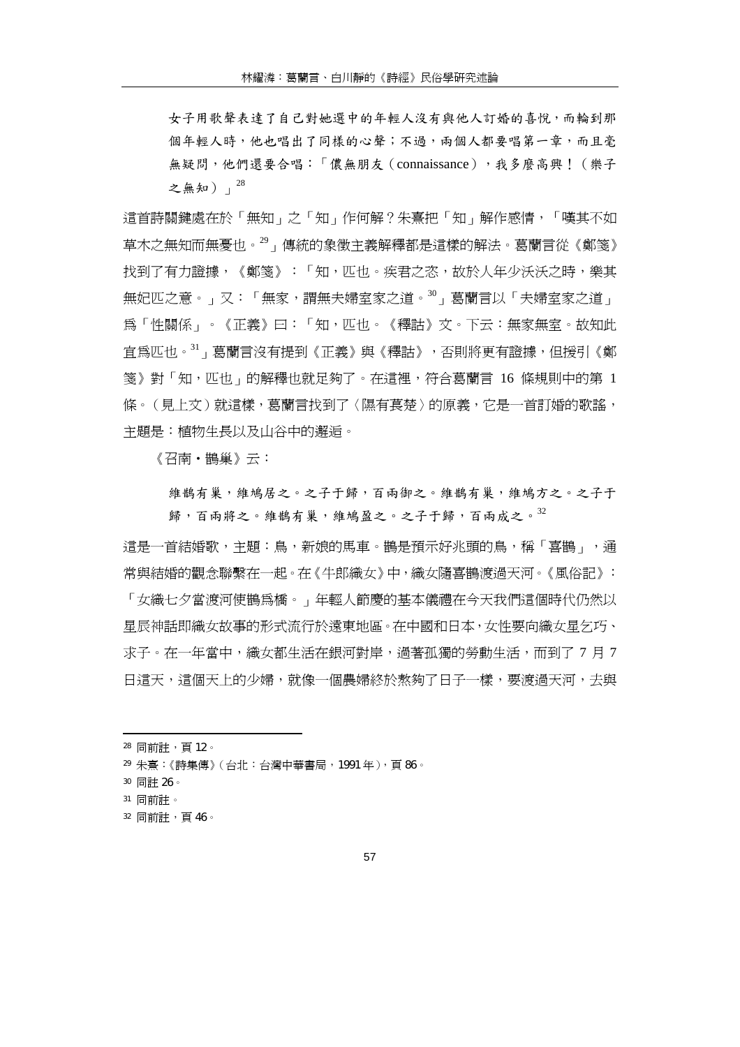女子用歌聲表達了自己對她選中的年輕人沒有與他人訂婚的喜悅，而輪到那個年輕人時，他也唱出了同樣的心聲；不過，兩個人都要唱第一章，而且毫無疑問，他們還要合唱：「儂無朋友（connaissance），我多麼高興！（樂子之無知）」[28]

這首詩關鍵處在於「無知」之「知」作何解？朱熹把「知」解作感情，「嘆其不如草木之無知而無憂也。[29]」傳統的象徵主義解釋都是這樣的解法。葛蘭言從《鄭箋》找到了有力證據，《鄭箋》：「知，匹也。疾君之恣，故於人年少沃沃之時，樂其無妃匹之意。」又：「無家，謂無夫婦室家之道。[30]」葛蘭言以「夫婦室家之道」爲「性關係」。《正義》曰：「知，匹也。《釋詁》文。下云：無家無室。故知此宜爲匹也。[31]」葛蘭言沒有提到《正義》與《釋詁》，否則將更有證據，但援引《鄭箋》對「知，匹也」的解釋也就足夠了。在這裡，符合葛蘭言 16 條規則中的第 1 條。（見上文）就這樣，葛蘭言找到了〈隰有萇楚〉的原義，它是一首訂婚的歌謠，主題是：植物生長以及山谷中的邂逅。

《召南・鵲巢》云：

維鵲有巢，維鳩居之。之子于歸，百兩御之。維鵲有巢，維鳩方之。之子于歸，百兩將之。維鵲有巢，維鳩盈之。之子于歸，百兩成之。[32]

這是一首結婚歌，主題：鳥，新娘的馬車。鵲是預示好兆頭的鳥，稱「喜鵲」，通常與結婚的觀念聯繫在一起。在《牛郎織女》中，織女隨喜鵲渡過天河。《風俗記》：「女織七夕當渡河使鵲爲橋。」年輕人節慶的基本儀禮在今天我們這個時代仍然以星辰神話即織女故事的形式流行於遠東地區。在中國和日本，女性要向織女星乞巧、求子。在一年當中，織女都生活在銀河對岸，過著孤獨的勞動生活，而到了 7 月 7 日這天，這個天上的少婦，就像一個農婦終於熬夠了日子一樣，要渡過天河，去與

---

28 同前註，頁 12。

29 朱熹：《詩集傳》（台北：台灣中華書局，1991 年），頁 86。

30 同註 26。

31 同前註。

32 同前註，頁 46。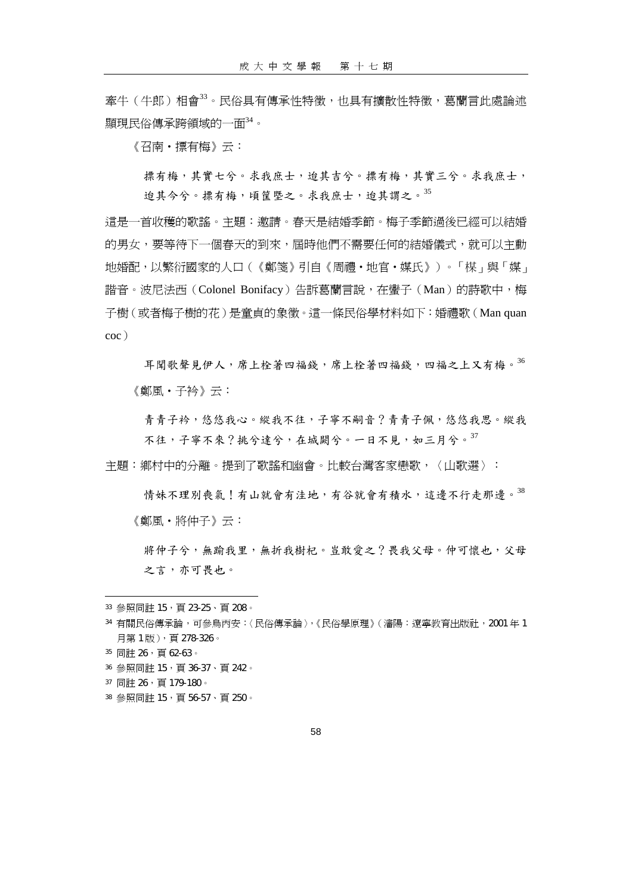牽牛（牛郎）相會[33]。民俗具有傳承性特徵，也具有擴散性特徵，葛蘭言此處論述顯現民俗傳承跨領域的一面[34]。

《召南・摽有梅》云：

> 摽有梅，其實七兮。求我庶士，迨其吉兮。摽有梅，其實三兮。求我庶士，迨其今兮。摽有梅，頃筐塈之。求我庶士，迨其謂之。[35]

這是一首收穫的歌謠。主題：邀請。春天是結婚季節。梅子季節過後已經可以結婚的男女，要等待下一個春天的到來，屆時他們不需要任何的結婚儀式，就可以主動地婚配，以繁衍國家的人口（《鄭箋》引自《周禮・地官・媒氏》）。「楳」與「媒」諧音。波尼法西（Colonel Bonifacy）告訴葛蘭言說，在蠻子（Man）的詩歌中，梅子樹（或者梅子樹的花）是童貞的象徵。這一條民俗學材料如下：婚禮歌（Man quan coc）

> 耳聞歌聲見伊人，席上栓著四福錢，席上栓著四福錢，四福之上又有梅。[36]

《鄭風・子衿》云：

> 青青子衿，悠悠我心。縱我不往，子寧不嗣音？青青子佩，悠悠我思。縱我不往，子寧不來？挑兮達兮，在城闕兮。一日不見，如三月兮。[37]

主題：鄉村中的分離。提到了歌謠和幽會。比較台灣客家戀歌，〈山歌選〉：

> 情妹不理別喪氣！有山就會有洼地，有谷就會有積水，這邊不行走那邊。[38]

《鄭風・將仲子》云：

> 將仲子兮，無踰我里，無折我樹杞。豈敢愛之？畏我父母。仲可懷也，父母之言，亦可畏也。

---

[33] 參照同註 15，頁 23-25、頁 208。

[34] 有關民俗傳承論，可參烏丙安：〈民俗傳承論〉，《民俗學原理》（瀋陽：遼寧教育出版社，2001 年 1 月第 1 版），頁 278-326。

[35] 同註 26，頁 62-63。

[36] 參照同註 15，頁 36-37、頁 242。

[37] 同註 26，頁 179-180。

[38] 參照同註 15，頁 56-57、頁 250。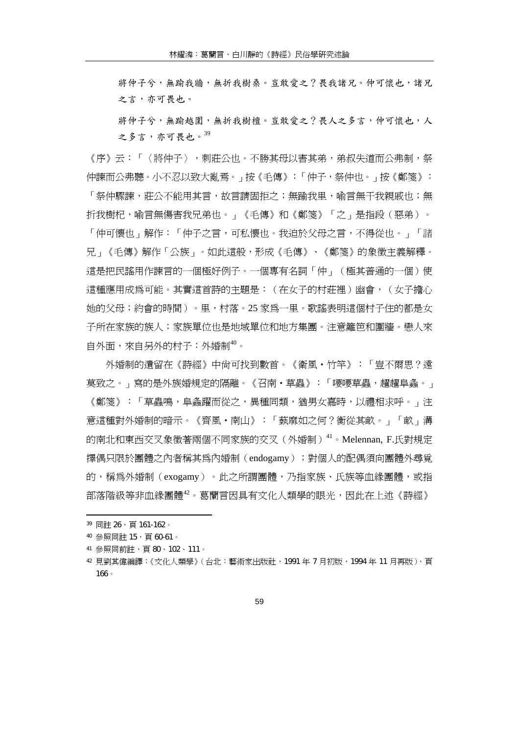> 將仲子兮，無踰我牆，無折我樹桑。豈敢愛之？畏我諸兄。仲可懷也，諸兄之言，亦可畏也。
>
> 將仲子兮，無踰越園，無折我樹檀。豈敢愛之？畏人之多言，仲可懷也，人之多言，亦可畏也。[39]

《序》云：「〈將仲子〉，刺莊公也。不勝其母以害其弟，弟叔失道而公弗制，祭仲諫而公弗聽。小不忍以致大亂焉。」按《毛傳》：「仲子，祭仲也。」按《鄭箋》：「祭仲驟諫，莊公不能用其言，故言請固拒之；無踰我里，喻言無干我親戚也；無折我樹杞，喻言無傷害我兄弟也。」《毛傳》和《鄭箋》「之」是指段（惡弟）。「仲可懷也」解作：「仲子之言，可私懷也。我迫於父母之言，不得從也。」「諸兄」《毛傳》解作「公族」。如此這般，形成《毛傳》、《鄭箋》的象徵主義解釋。這是把民謠用作諫言的一個極好例子。一個專有名詞「仲」（極其普通的一個）使這種應用成為可能。其實這首詩的主題是：（在女子的村莊裡）幽會，（女子擔心她的父母；約會的時間）。里，村落。25 家為一里。歌謠表明這個村子住的都是女子所在家族的族人；家族單位也是地域單位和地方集團。注意籬笆和圍牆。戀人來自外面，來自另外的村子：外婚制[40]。

外婚制的遺留在《詩經》中尚可找到數首。《衛風・竹竿》：「豈不爾思？遠莫致之。」寫的是外族婚規定的隔離。《召南・草蟲》：「喓喓草蟲，趯趯阜螽。」《鄭箋》：「草蟲鳴，阜螽躍而從之，異種同類，猶男女嘉時，以禮相求呼。」注意這種對外婚制的暗示。《齊風・南山》：「蓺麻如之何？衡從其畝。」「畝」溝的南北和東西交叉象徵著兩個不同家族的交叉（外婚制）[41]。Melennan, F.氏對規定擇偶只限於團體之內者稱其為內婚制（endogamy）；對個人的配偶須向團體外尋覓的，稱為外婚制（exogamy）。此之所謂團體，乃指家族、氏族等血緣團體，或指部落階級等非血緣團體[42]。葛蘭言因具有文化人類學的眼光，因此在上述《詩經》

---

[39] 同註 26，頁 161-162。

[40] 參照同註 15，頁 60-61。

[41] 參照同前註，頁 80、102、111。

[42] 見劉其偉編譯：《文化人類學》（台北：藝術家出版社，1991 年 7 月初版，1994 年 11 月再版），頁 166。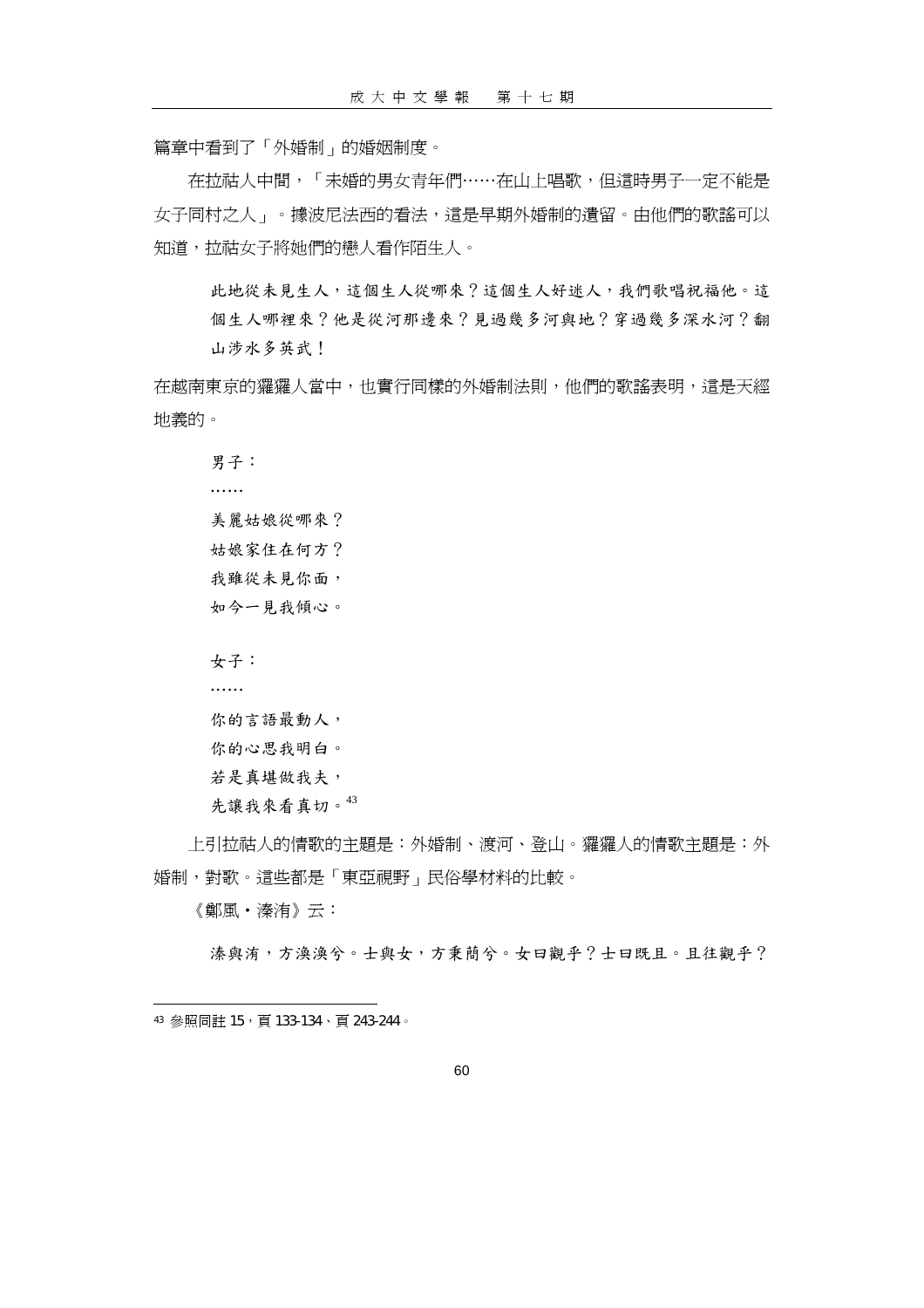篇章中看到了「外婚制」的婚姻制度。

在拉祜人中間，「未婚的男女青年們……在山上唱歌，但這時男子一定不能是女子同村之人」。據波尼法西的看法，這是早期外婚制的遺留。由他們的歌謠可以知道，拉祜女子將她們的戀人看作陌生人。

> 此地從未見生人，這個生人從哪來？這個生人好迷人，我們歌唱祝福他。這個生人哪裡來？他是從河那邊來？見過幾多河與地？穿過幾多深水河？翻山涉水多英武！

在越南東京的玀玀人當中，也實行同樣的外婚制法則，他們的歌謠表明，這是天經地義的。

> 男子：
> ……
> 美麗姑娘從哪來？
> 姑娘家住在何方？
> 我雖從未見你面，
> 如今一見我傾心。
>
> 女子：
> ……
> 你的言語最動人，
> 你的心思我明白。
> 若是真堪做我夫，
> 先讓我來看真切。[43]

上引拉祜人的情歌的主題是：外婚制、渡河、登山。玀玀人的情歌主題是：外婚制，對歌。這些都是「東亞視野」民俗學材料的比較。

《鄭風‧溱洧》云：

> 溱與洧，方渙渙兮。士與女，方秉蘭兮。女曰觀乎？士曰既且。且往觀乎？

---

[43] 參照同註 15，頁 133-134、頁 243-244。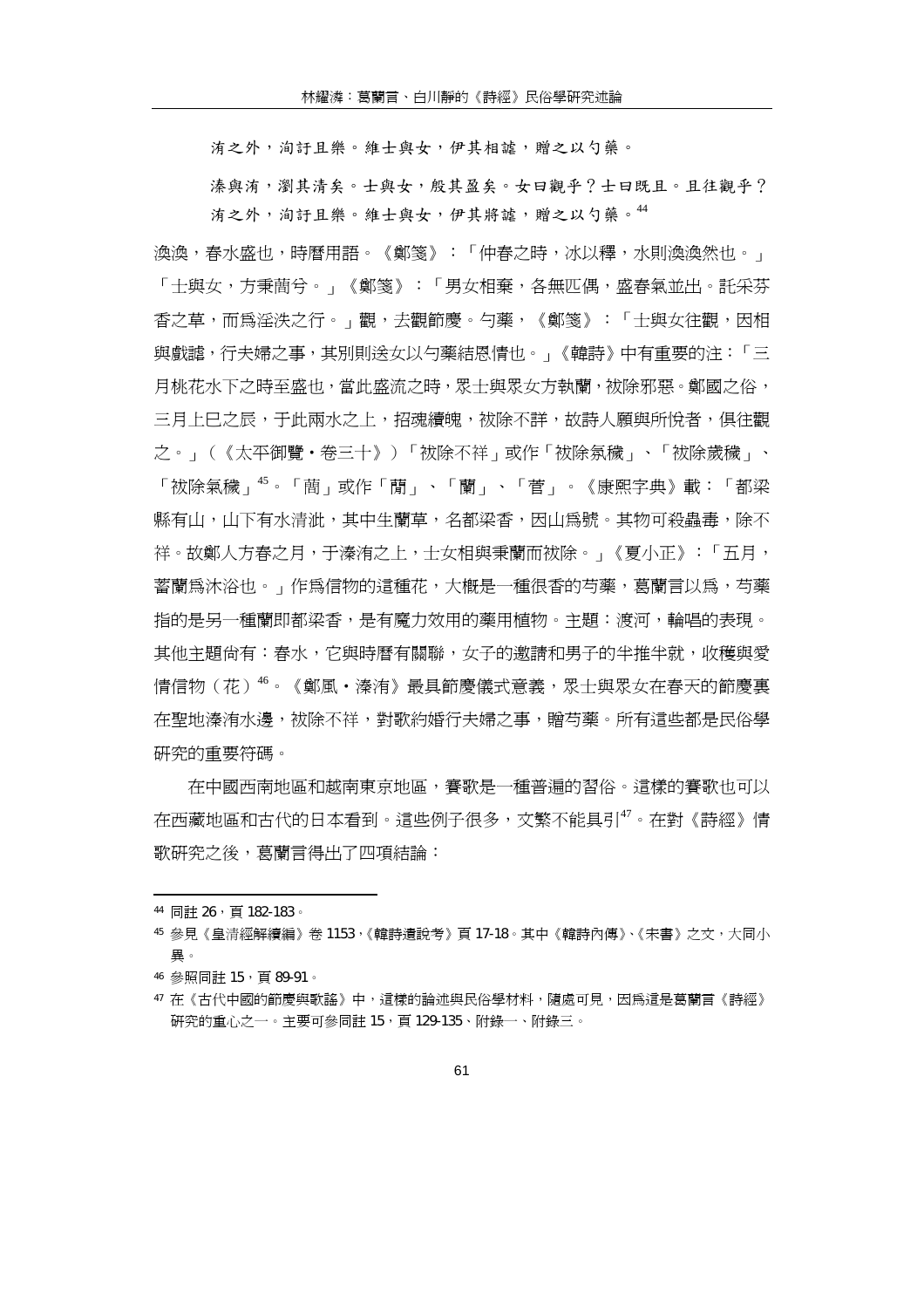洧之外，洵訏且樂。維士與女，伊其相謔，贈之以勺藥。

溱與洧，瀏其清矣。士與女，殷其盈矣。女曰觀乎？士曰既且。且往觀乎？洧之外，洵訏且樂。維士與女，伊其將謔，贈之以勺藥。[44]

渙渙，春水盛也，時曆用語。《鄭箋》：「仲春之時，冰以釋，水則渙渙然也。」「士與女，方秉蕑兮。」《鄭箋》：「男女相棄，各無匹偶，盛春氣並出。託采芬香之草，而爲淫泆之行。」觀，去觀節慶。勺藥，《鄭箋》：「士與女往觀，因相與戲謔，行夫婦之事，其別則送女以勺藥結恩情也。」《韓詩》中有重要的注：「三月桃花水下之時至盛也，當此盛流之時，眾士與眾女方執蘭，祓除邪惡。鄭國之俗，三月上巳之辰，于此兩水之上，招魂續魄，祓除不詳，故詩人願與所悅者，俱往觀之。」（《太平御覽・卷三十》）「祓除不祥」或作「祓除氛穢」、「祓除歲穢」、「祓除氣穢」[45]。「蕑」或作「蕳」、「蘭」、「菅」。《康熙字典》載：「都梁縣有山，山下有水清泚，其中生蘭草，名都梁香，因山爲號。其物可殺蟲毒，除不祥。故鄭人方春之月，于溱洧之上，士女相與秉蘭而祓除。」《夏小正》：「五月，蓄蘭爲沐浴也。」作爲信物的這種花，大概是一種很香的芍藥，葛蘭言以爲，芍藥指的是另一種蘭即都梁香，是有魔力效用的藥用植物。主題：渡河，輪唱的表現。其他主題尚有：春水，它與時曆有關聯，女子的邀請和男子的半推半就，收穫與愛情信物（花）[46]。《鄭風・溱洧》最具節慶儀式意義，眾士與眾女在春天的節慶裏在聖地溱洧水邊，祓除不祥，對歌約婚行夫婦之事，贈芍藥。所有這些都是民俗學研究的重要符碼。

在中國西南地區和越南東京地區，賽歌是一種普遍的習俗。這樣的賽歌也可以在西藏地區和古代的日本看到。這些例子很多，文繁不能具引[47]。在對《詩經》情歌研究之後，葛蘭言得出了四項結論：

---

[44] 同註 26，頁 182-183。

[45] 參見《皇清經解續編》卷 1153，《韓詩遺說考》頁 17-18。其中《韓詩內傳》、《宋書》之文，大同小異。

[46] 參照同註 15，頁 89-91。

[47] 在《古代中國的節慶與歌謠》中，這樣的論述與民俗學材料，隨處可見，因爲這是葛蘭言《詩經》研究的重心之一。主要可參同註 15，頁 129-135、附錄一、附錄三。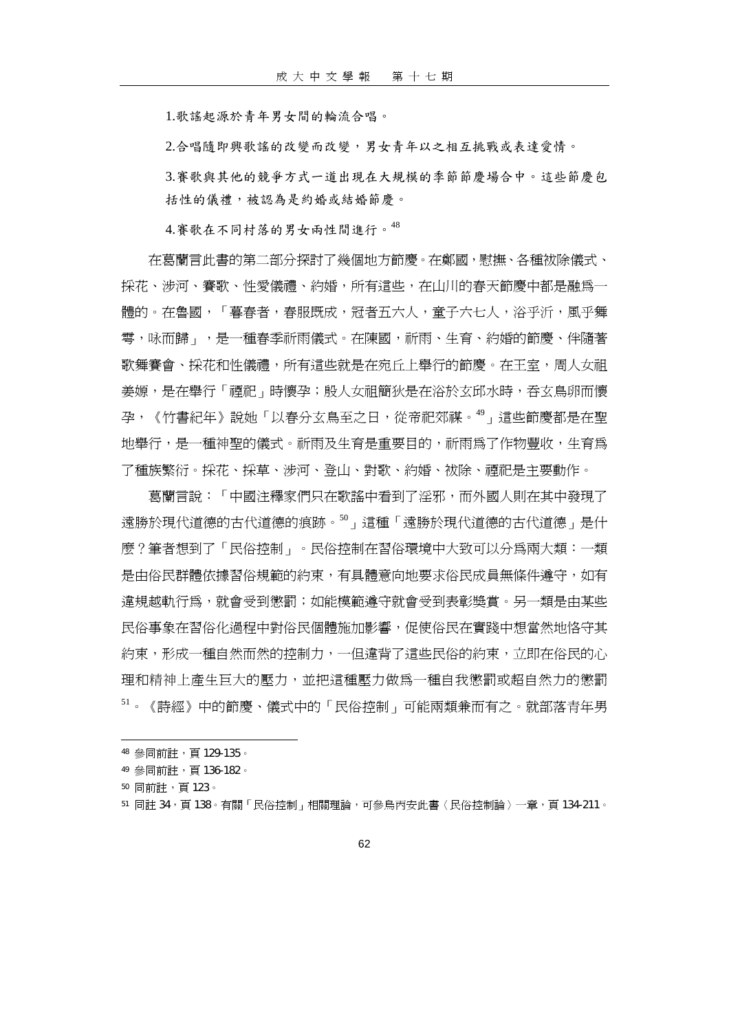1.歌謠起源於青年男女間的輪流合唱。

2.合唱隨即與歌謠的改變而改變，男女青年以之相互挑戰或表達愛情。

3.賽歌與其他的競爭方式一道出現在大規模的季節節慶場合中。這些節慶包括性的儀禮，被認為是約婚或結婚節慶。

4.賽歌在不同村落的男女兩性間進行。[48]

在葛蘭言此書的第二部分探討了幾個地方節慶。在鄭國，慰撫、各種祓除儀式、採花、涉河、賽歌、性愛儀禮、約婚，所有這些，在山川的春天節慶中都是融爲一體的。在魯國，「暮春者，春服既成，冠者五六人，童子六七人，浴乎沂，風乎舞雩，咏而歸」，是一種春季祈雨儀式。在陳國，祈雨、生育、約婚的節慶、伴隨著歌舞賽會、採花和性儀禮，所有這些就是在宛丘上舉行的節慶。在王室，周人女祖姜嫄，是在舉行「禋祀」時懷孕；殷人女祖簡狄是在浴於玄邱水時，吞玄鳥卵而懷孕，《竹書紀年》說她「以春分玄鳥至之日，從帝祀郊禖。[49]」這些節慶都是在聖地舉行，是一種神聖的儀式。祈雨及生育是重要目的，祈雨爲了作物豐收，生育爲了種族繁衍。採花、採草、涉河、登山、對歌、約婚、祓除、禋祀是主要動作。

葛蘭言說：「中國注釋家們只在歌謠中看到了淫邪，而外國人則在其中發現了遠勝於現代道德的古代道德的痕跡。[50]」這種「遠勝於現代道德的古代道德」是什麼？筆者想到了「民俗控制」。民俗控制在習俗環境中大致可以分爲兩大類：一類是由俗民群體依據習俗規範的約束，有具體意向地要求俗民成員無條件遵守，如有違規越軌行爲，就會受到懲罰；如能模範遵守就會受到表彰獎賞。另一類是由某些民俗事象在習俗化過程中對俗民個體施加影響，促使俗民在實踐中想當然地恪守其約束，形成一種自然而然的控制力，一但違背了這些民俗的約束，立即在俗民的心理和精神上產生巨大的壓力，並把這種壓力做爲一種自我懲罰或超自然力的懲罰[51]。《詩經》中的節慶、儀式中的「民俗控制」可能兩類兼而有之。就部落青年男

---

[48] 參同前註，頁 129-135。

[49] 參同前註，頁 136-182。

[50] 同前註，頁 123。

[51] 同註 34，頁 138。有關「民俗控制」相關理論，可參烏丙安此書〈民俗控制論〉一章，頁 134-211。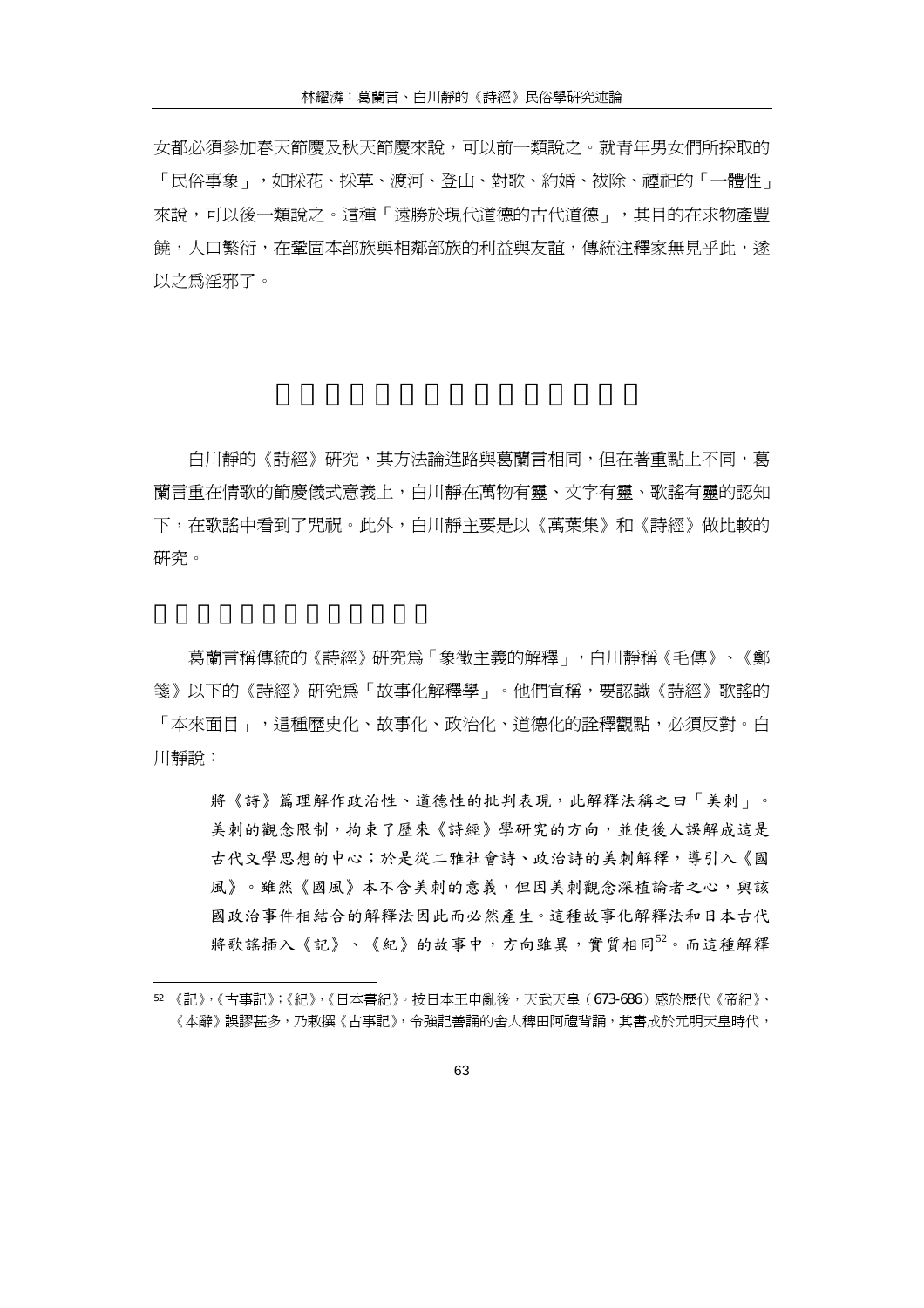女都必須參加春天節慶及秋天節慶來說，可以前一類說之。就青年男女們所採取的「民俗事象」，如採花、採草、渡河、登山、對歌、約婚、祓除、禮祀的「一體性」來說，可以後一類說之。這種「遠勝於現代道德的古代道德」，其目的在求物產豐饒，人口繁衍，在鞏固本部族與相鄰部族的利益與友誼，傳統注釋家無見乎此，遂以之為淫邪了。

## □□□□□□□□□□□□□□□□

白川靜的《詩經》研究，其方法論進路與葛蘭言相同，但在著重點上不同，葛蘭言重在情歌的節慶儀式意義上，白川靜在萬物有靈、文字有靈、歌謠有靈的認知下，在歌謠中看到了咒祝。此外，白川靜主要是以《萬葉集》和《詩經》做比較的研究。

### □□□□□□□□□□□□□

葛蘭言稱傳統的《詩經》研究為「象徵主義的解釋」，白川靜稱《毛傳》、《鄭箋》以下的《詩經》研究為「故事化解釋學」。他們宣稱，要認識《詩經》歌謠的「本來面目」，這種歷史化、故事化、政治化、道德化的詮釋觀點，必須反對。白川靜說：

> 將《詩》篇理解作政治性、道德性的批判表現，此解釋法稱之曰「美刺」。美刺的觀念限制，拘束了歷來《詩經》學研究的方向，並使後人誤解成這是古代文學思想的中心；於是從二雅社會詩、政治詩的美刺解釋，導引入《國風》。雖然《國風》本不含美刺的意義，但因美刺觀念深植論者之心，與該國政治事件相結合的解釋法因此而必然產生。這種故事化解釋法和日本古代將歌謠插入《記》、《紀》的故事中，方向雖異，實質相同[52]。而這種解釋

---

[52] 《記》，《古事記》；《紀》，《日本書紀》。按日本壬申亂後，天武天皇（673-686）感於歷代《帝紀》、《本辭》誤謬甚多，乃敕撰《古事記》，令強記善誦的舍人稗田阿禮背誦，其書成於元明天皇時代，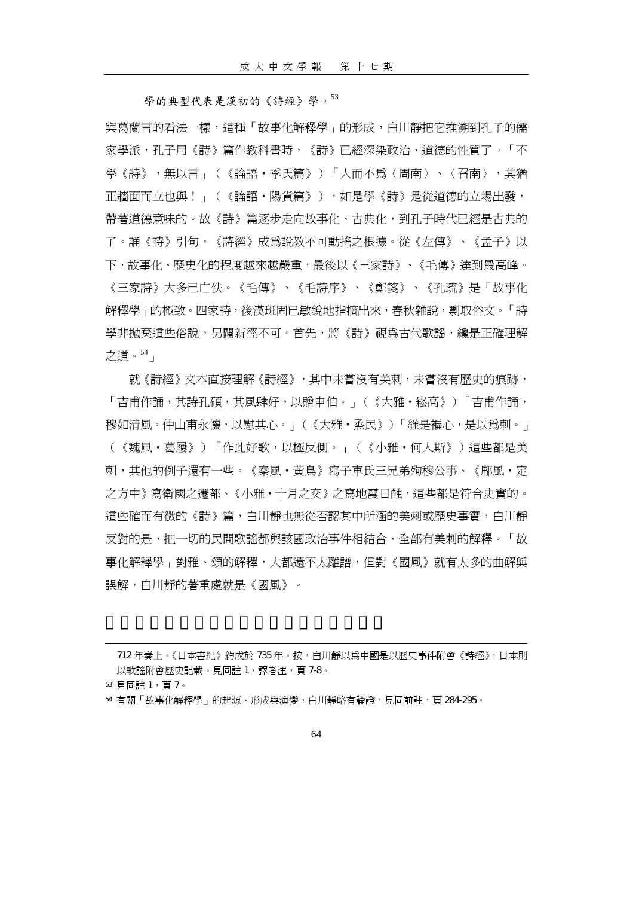學的典型代表是漢初的《詩經》學。[53]

與葛蘭言的看法一樣，這種「故事化解釋學」的形成，白川靜把它推溯到孔子的儒家學派，孔子用《詩》篇作教科書時，《詩》已經深染政治、道德的性質了。「不學《詩》，無以言」（《論語・季氏篇》）「人而不為〈周南〉、〈召南〉，其猶正牆面而立也與！」（《論語・陽貨篇》），如是學《詩》是從道德的立場出發，帶著道德意味的。故《詩》篇逐步走向故事化、古典化，到孔子時代已經是古典的了。誦《詩》引句，《詩經》成為說教不可動搖之根據。從《左傳》、《孟子》以下，故事化、歷史化的程度越來越嚴重，最後以《三家詩》、《毛傳》達到最高峰。《三家詩》大多已亡佚。《毛傳》、《毛詩序》、《鄭箋》、《孔疏》是「故事化解釋學」的極致。四家詩，後漢班固已敏銳地指摘出來，春秋雜說，剽取俗文。「詩學非拋棄這些俗說，另闢新徑不可。首先，將《詩》視為古代歌謠，纔是正確理解之道。[54]」

就《詩經》文本直接理解《詩經》，其中未嘗沒有美刺，未嘗沒有歷史的痕跡，「吉甫作誦，其詩孔碩，其風肆好，以贈申伯。」（《大雅・崧高》）「吉甫作誦，穆如清風。仲山甫永懷，以慰其心。」（《大雅・烝民》）「維是褊心，是以為刺。」（《魏風・葛屨》）「作此好歌，以極反側。」（《小雅・何人斯》）這些都是美刺，其他的例子還有一些。《秦風・黃鳥》寫子車氏三兄弟殉穆公事、《鄘風・定之方中》寫衛國之遷都、《小雅・十月之交》之寫地震日蝕，這些都是符合史實的。這些確而有徵的《詩》篇，白川靜也無從否認其中所涵的美刺或歷史事實，白川靜反對的是，把一切的民間歌謠都與該國政治事件相結合、全部有美刺的解釋。「故事化解釋學」對雅、頌的解釋，大都還不太離譜，但對《國風》就有太多的曲解與誤解，白川靜的著重處就是《國風》。

---

712 年奏上。《日本書紀》約成於 735 年。按，白川靜以為中國是以歷史事件附會《詩經》，日本則以歌謠附會歷史記載。見同註 1，譯者注，頁 7-8。

[53] 見同註 1，頁 7。

[54] 有關「故事化解釋學」的起源、形成與演變，白川靜略有論證，見同前註，頁 284-295。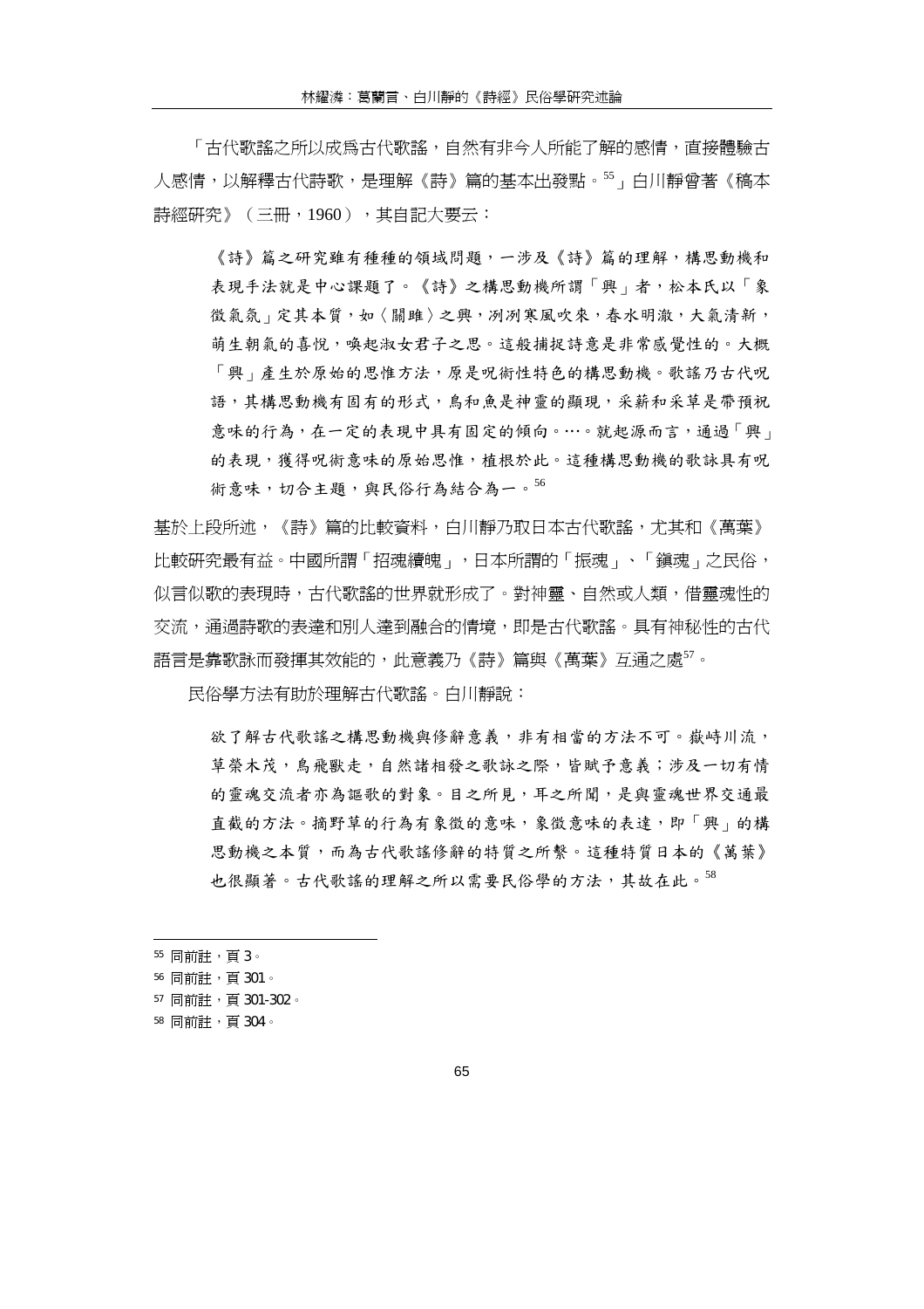「古代歌謠之所以成爲古代歌謠，自然有非今人所能了解的感情，直接體驗古人感情，以解釋古代詩歌，是理解《詩》篇的基本出發點。[55]」白川靜曾著《稿本詩經研究》（三冊，1960），其自記大要云：

> 《詩》篇之研究雖有種種的領域問題，一涉及《詩》篇的理解，構思動機和表現手法就是中心課題了。《詩》之構思動機所謂「興」者，松本氏以「象徵氣氛」定其本質，如〈關雎〉之興，冽冽寒風吹來，春水明澈，大氣清新，萌生朝氣的喜悅，喚起淑女君子之思。這般捕捉詩意是非常感覺性的。大概「興」產生於原始的思惟方法，原是呪術性特色的構思動機。歌謠乃古代呪語，其構思動機有固有的形式，鳥和魚是神靈的顯現，采薪和采草是帶預祝意味的行為，在一定的表現中具有固定的傾向。…。就起源而言，通過「興」的表現，獲得呪術意味的原始思惟，植根於此。這種構思動機的歌詠具有呪術意味，切合主題，與民俗行為結合為一。[56]

基於上段所述，《詩》篇的比較資料，白川靜乃取日本古代歌謠，尤其和《萬葉》比較研究最有益。中國所謂「招魂續魄」，日本所謂的「振魂」、「鎭魂」之民俗，似言似歌的表現時，古代歌謠的世界就形成了。對神靈、自然或人類，借靈魂性的交流，通過詩歌的表達和別人達到融合的情境，即是古代歌謠。具有神秘性的古代語言是靠歌詠而發揮其效能的，此意義乃《詩》篇與《萬葉》互通之處[57]。

民俗學方法有助於理解古代歌謠。白川靜說：

> 欲了解古代歌謠之構思動機與修辭意義，非有相當的方法不可。嶽峙川流，草榮木茂，鳥飛獸走，自然諸相發之歌詠之際，皆賦予意義；涉及一切有情的靈魂交流者亦為謳歌的對象。目之所見，耳之所聞，是與靈魂世界交通最直截的方法。摘野草的行為有象徵的意味，象徵意味的表達，即「興」的構思動機之本質，而為古代歌謠修辭的特質之所繫。這種特質日本的《萬葉》也很顯著。古代歌謠的理解之所以需要民俗學的方法，其故在此。[58]

---

[55] 同前註，頁 3。

[56] 同前註，頁 301。

[57] 同前註，頁 301-302。

[58] 同前註，頁 304。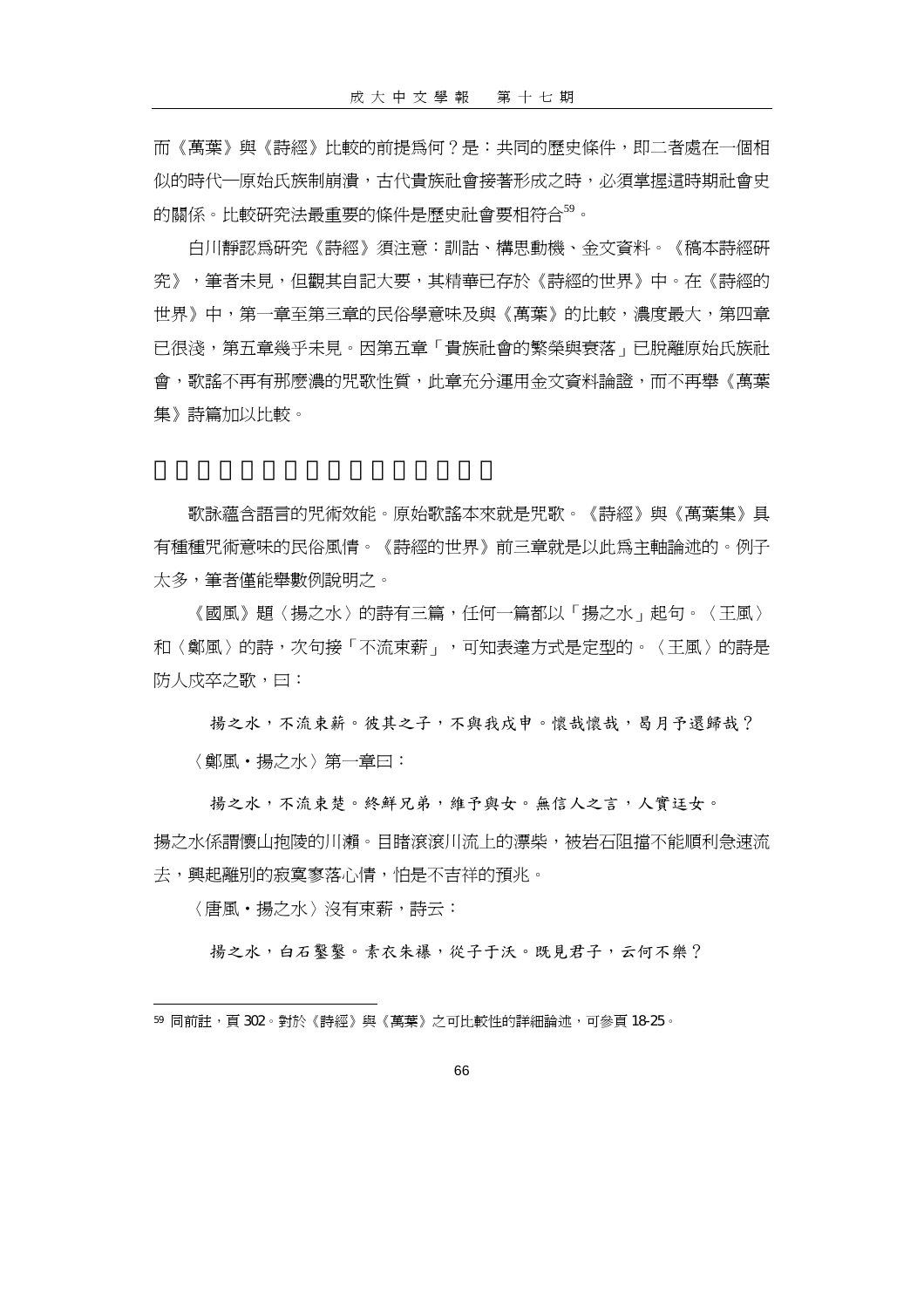而《萬葉》與《詩經》比較的前提爲何？是：共同的歷史條件，即二者處在一個相似的時代—原始氏族制崩潰，古代貴族社會接著形成之時，必須掌握這時期社會史的關係。比較研究法最重要的條件是歷史社會要相符合[59]。

白川靜認爲研究《詩經》須注意：訓詁、構思動機、金文資料。《稿本詩經研究》，筆者未見，但觀其自記大要，其精華已存於《詩經的世界》中。在《詩經的世界》中，第一章至第三章的民俗學意味及與《萬葉》的比較，濃度最大，第四章已很淺，第五章幾乎未見。因第五章「貴族社會的繁榮與衰落」已脫離原始氏族社會，歌謠不再有那麼濃的咒歌性質，此章充分運用金文資料論證，而不再舉《萬葉集》詩篇加以比較。

歌詠蘊含語言的咒術效能。原始歌謠本來就是咒歌。《詩經》與《萬葉集》具有種種咒術意味的民俗風情。《詩經的世界》前三章就是以此爲主軸論述的。例子太多，筆者僅能舉數例說明之。

《國風》題〈揚之水〉的詩有三篇，任何一篇都以「揚之水」起句。〈王風〉和〈鄭風〉的詩，次句接「不流束薪」，可知表達方式是定型的。〈王風〉的詩是防人戍卒之歌，曰：

> 揚之水，不流束薪。彼其之子，不與我戍申。懷哉懷哉，曷月予還歸哉？

〈鄭風‧揚之水〉第一章曰：

> 揚之水，不流束楚。終鮮兄弟，維予與女。無信人之言，人實迂女。

揚之水係謂懷山抱陵的川瀨。目睹滾滾川流上的漂柴，被岩石阻擋不能順利急速流去，興起離別的寂寞寥落心情，怕是不吉祥的預兆。

〈唐風‧揚之水〉沒有束薪，詩云：

> 揚之水，白石鑿鑿。素衣朱襮，從子于沃。既見君子，云何不樂？

---

[59] 同前註，頁 302。對於《詩經》與《萬葉》之可比較性的詳細論述，可參頁 18-25。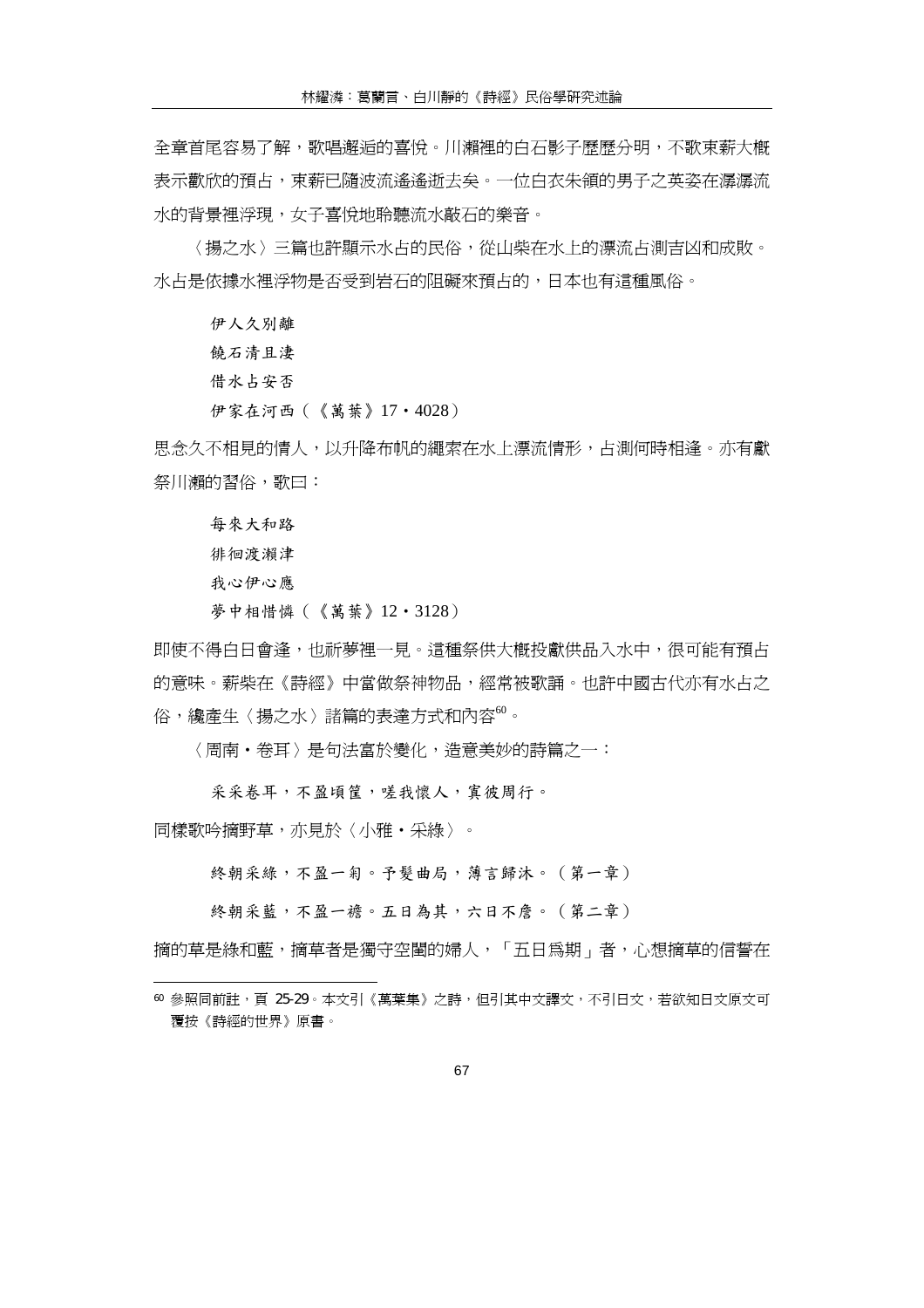全章首尾容易了解，歌唱邂逅的喜悅。川瀨裡的白石影子歷歷分明，不歌束薪大概表示歡欣的預占，束薪已隨波流遙遙逝去矣。一位白衣朱領的男子之英姿在潺潺流水的背景裡浮現，女子喜悅地聆聽流水敲石的樂音。

〈揚之水〉三篇也許顯示水占的民俗，從山柴在水上的漂流占測吉凶和成敗。水占是依據水裡浮物是否受到岩石的阻礙來預占的，日本也有這種風俗。

> 伊人久別離
> 饒石清且淒
> 借水占安否
> 伊家在河西（《萬葉》17・4028）

思念久不相見的情人，以升降布帆的繩索在水上漂流情形，占測何時相逢。亦有獻祭川瀨的習俗，歌曰：

> 每來大和路
> 徘徊渡瀨津
> 我心伊心應
> 夢中相惜憐（《萬葉》12・3128）

即使不得白日會逢，也祈夢裡一見。這種祭供大概投獻供品入水中，很可能有預占的意味。薪柴在《詩經》中當做祭神物品，經常被歌誦。也許中國古代亦有水占之俗，纔產生〈揚之水〉諸篇的表達方式和內容[60]。

〈周南・卷耳〉是句法富於變化，造意美妙的詩篇之一：

> 采采卷耳，不盈頃筐，嗟我懷人，寘彼周行。

同樣歌吟摘野草，亦見於〈小雅・采綠〉。

> 終朝采綠，不盈一匊。予髮曲局，薄言歸沐。（第一章）
>
> 終朝采藍，不盈一襜。五日為其，六日不詹。（第二章）

摘的草是綠和藍，摘草者是獨守空閨的婦人，「五日爲期」者，心想摘草的信誓在

---

[60] 參照同前註，頁 25-29。本文引《萬葉集》之詩，但引其中文譯文，不引日文，若欲知日文原文可覆按《詩經的世界》原書。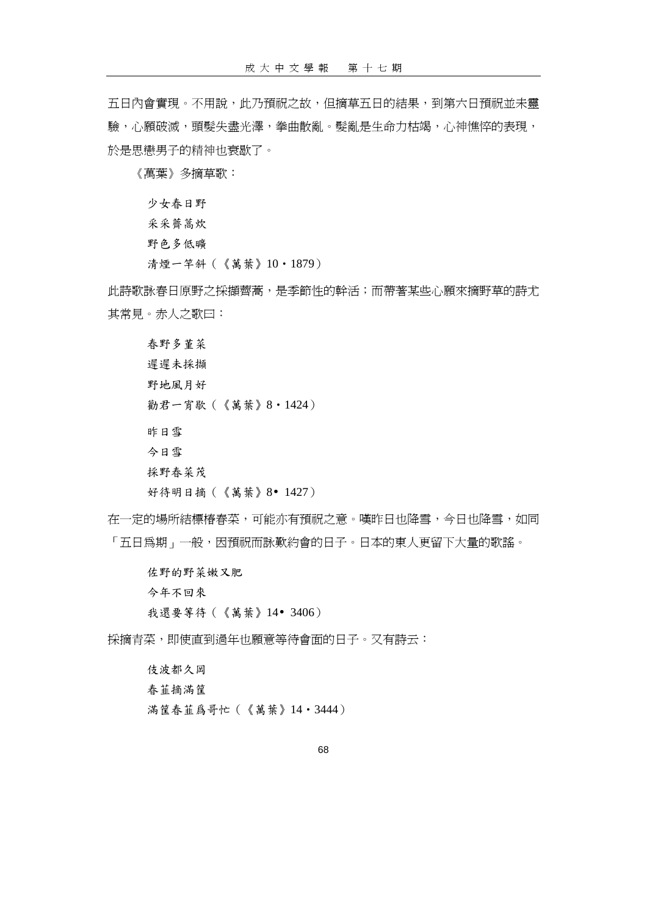五日內會實現。不用說，此乃預祝之故，但摘草五日的結果，到第六日預祝並未靈驗，心願破滅，頭髮失盡光澤，拳曲散亂。髮亂是生命力枯竭，心神憔悴的表現，於是思戀男子的精神也衰歇了。

《萬葉》多摘草歌：

少女春日野
采采薺蒿炊
野色多低曠
清煙一竿斜（《萬葉》10・1879）

此詩歌詠春日原野之採擷薺蒿，是季節性的幹活；而帶著某些心願來摘野草的詩尤其常見。赤人之歌曰：

春野多堇菜
遲遲未採擷
野地風月好
勸君一宵歇（《萬葉》8・1424）

昨日雪
今日雪
採野春菜茂
好待明日摘（《萬葉》8• 1427）

在一定的場所結標椿春菜，可能亦有預祝之意。嘆昨日也降雪，今日也降雪，如同「五日爲期」一般，因預祝而詠歎約會的日子。日本的東人更留下大量的歌謠。

佐野的野菜嫩又肥
今年不回來
我還要等待（《萬葉》14• 3406）

採摘青菜，即使直到過年也願意等待會面的日子。又有詩云：

伎波都久岡
春韮摘滿筐
滿筐春韮爲哥忙（《萬葉》14・3444）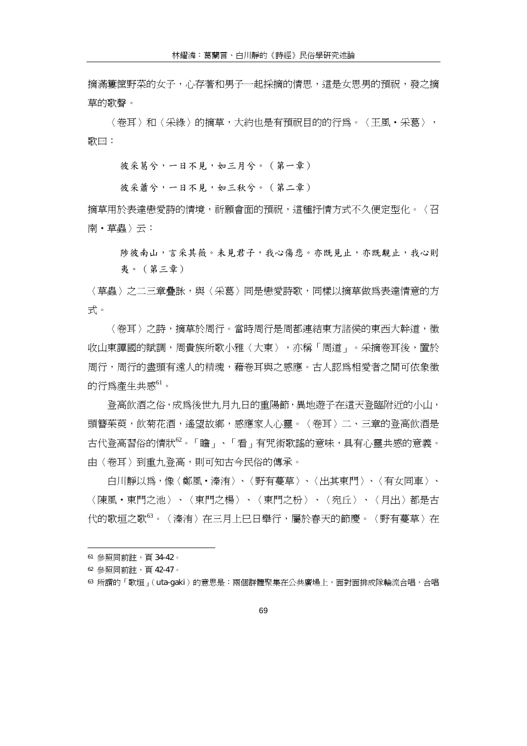摘滿籮筐野菜的女子，心存著和男子一起採摘的情思，這是女思男的預祝，發之摘草的歌聲。

〈卷耳〉和〈采綠〉的摘草，大約也是有預祝目的的行為。〈王風・采葛〉，歌曰：

> 彼采葛兮，一日不見，如三月兮。（第一章）
>
> 彼采蕭兮，一日不見，如三秋兮。（第二章）

摘草用於表達戀愛詩的情境，祈願會面的預祝，這種抒情方式不久便定型化。〈召南・草蟲〉云：

> 陟彼南山，言采其薇。未見君子，我心傷悲。亦既見止，亦既覯止，我心則夷。（第三章）

〈草蟲〉之二三章疊詠，與〈采葛〉同是戀愛詩歌，同樣以摘草做為表達情意的方式。

〈卷耳〉之詩，摘草於周行。當時周行是周都連結東方諸侯的東西大幹道，徵收山東譚國的賦調，周貴族所歌小雅〈大東〉，亦稱「周道」。采摘卷耳後，置於周行，周行的盡頭有遠人的精魂，藉卷耳與之感應。古人認為相愛者之間可依象徵的行為產生共感[61]。

登高飲酒之俗，成為後世九月九日的重陽節，異地遊子在這天登臨附近的小山，頭簪茱萸，飲菊花酒，遙望故鄉，感應家人心靈。〈卷耳〉二、三章的登高飲酒是古代登高習俗的情狀[62]。「瞻」、「看」有咒術歌謠的意味，具有心靈共感的意義。由〈卷耳〉到重九登高，則可知古今民俗的傳承。

白川靜以為，像〈鄭風・溱洧〉、〈野有蔓草〉、〈出其東門〉、〈有女同車〉、〈陳風・東門之池〉、〈東門之楊〉、〈東門之枌〉、〈宛丘〉、〈月出〉都是古代的歌垣之歌[63]。〈溱洧〉在三月上巳日舉行，屬於春天的節慶。〈野有蔓草〉在

---

[61] 參照同前註，頁 34-42。

[62] 參照同前註，頁 42-47。

[63] 所謂的「歌垣」（uta-gaki）的意思是：兩個群體聚集在公共廣場上，面對面排成隊輪流合唱，合唱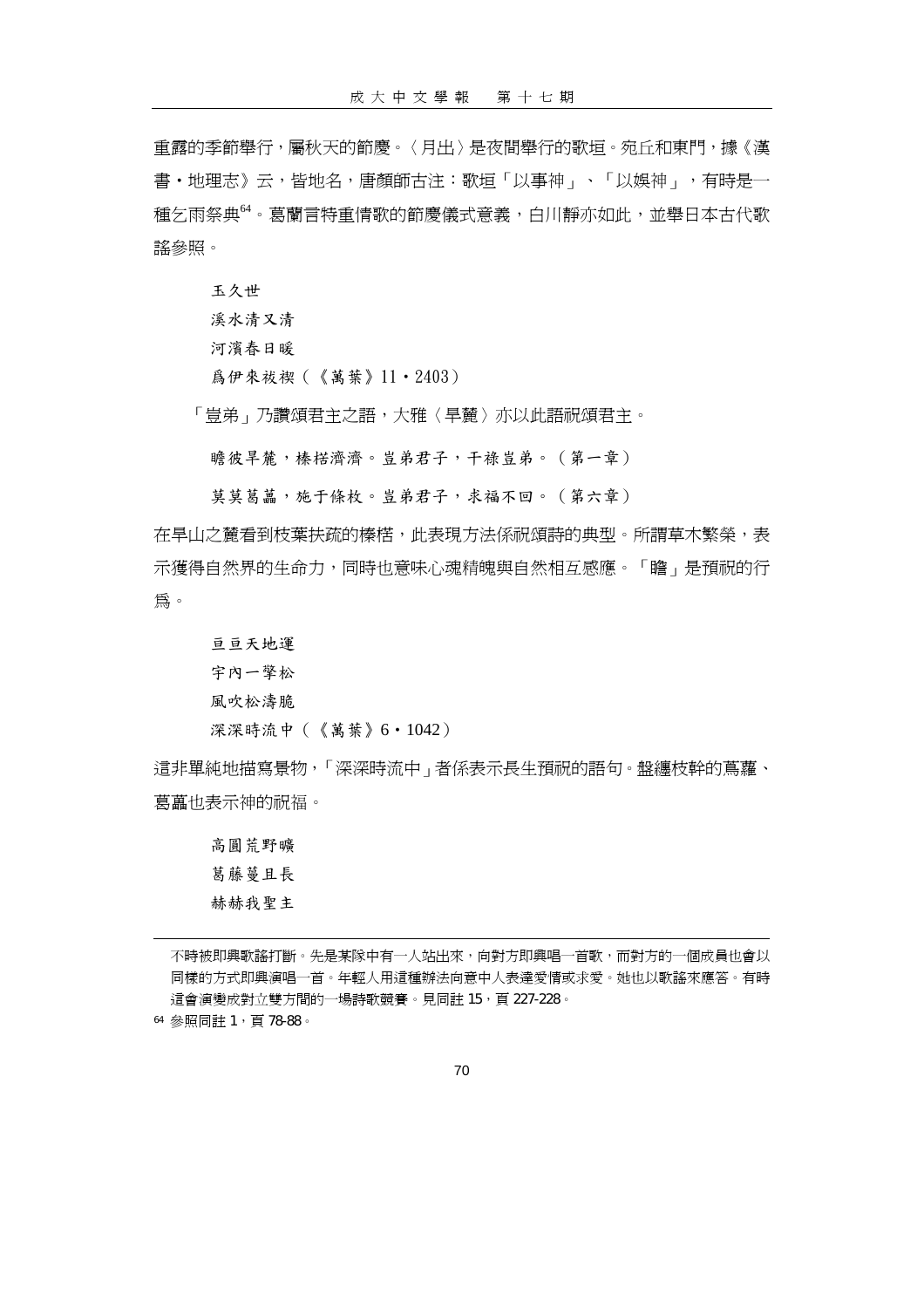重露的季節舉行，屬秋天的節慶。〈月出〉是夜間舉行的歌垣。宛丘和東門，據《漢書・地理志》云，皆地名，唐顏師古注：歌垣「以事神」、「以娛神」，有時是一種乞雨祭典[64]。葛蘭言特重情歌的節慶儀式意義，白川靜亦如此，並舉日本古代歌謠參照。

玉久世
溪水清又清
河濱春日暖
爲伊來祓禊（《萬葉》11・2403）

「豈弟」乃讚頌君主之語，大雅〈旱麓〉亦以此語祝頌君主。

瞻彼旱麓，榛楛濟濟。豈弟君子，干祿豈弟。（第一章）

莫莫葛藟，施于條枚。豈弟君子，求福不回。（第六章）

在旱山之麓看到枝葉扶疏的榛楛，此表現方法係祝頌詩的典型。所謂草木繁榮，表示獲得自然界的生命力，同時也意味心魂精魄與自然相互感應。「瞻」是預祝的行爲。

亘亘天地運
宇內一擎松
風吹松濤脆
深深時流中（《萬葉》6・1042）

這非單純地描寫景物，「深深時流中」者係表示長生預祝的語句。盤纏枝幹的蔦蘿、葛藟也表示神的祝福。

高圓荒野曠
葛藤蔓且長
赫赫我聖主

---

不時被即興歌謠打斷。先是某隊中有一人站出來，向對方即興唱一首歌，而對方的一個成員也會以同樣的方式即興演唱一首。年輕人用這種辦法向意中人表達愛情或求愛。她也以歌謠來應答。有時這會演變成對立雙方間的一場詩歌競賽。見同註 15，頁 227-228。

[64] 參照同註 1，頁 78-88。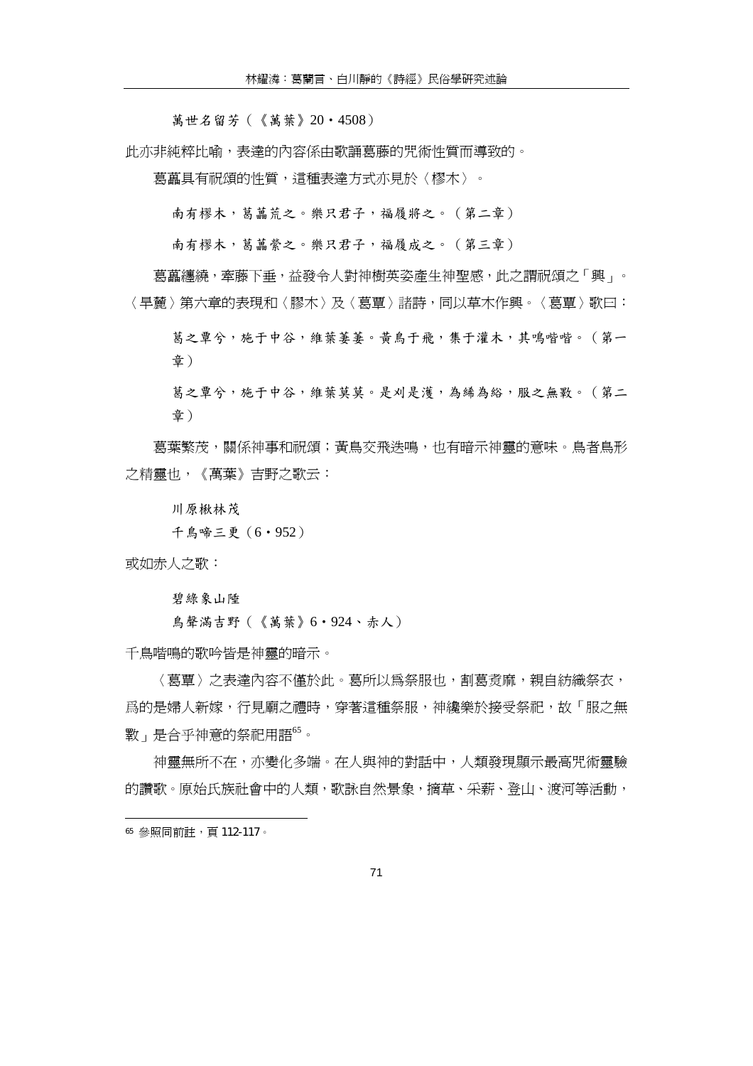萬世名留芳（《萬葉》20・4508）

此亦非純粹比喻，表達的內容係由歌誦葛藤的咒術性質而導致的。

葛藟具有祝頌的性質，這種表達方式亦見於〈樛木〉。

南有樛木，葛藟荒之。樂只君子，福履將之。（第二章）

南有樛木，葛藟縈之。樂只君子，福履成之。（第三章）

葛藟纏繞，牽藤下垂，益發令人對神樹英姿產生神聖感，此之謂祝頌之「興」。〈旱麓〉第六章的表現和〈膠木〉及〈葛覃〉諸詩，同以草木作興。〈葛覃〉歌曰：

葛之覃兮，施于中谷，維葉萋萋。黃鳥于飛，集于灌木，其鳴喈喈。（第一章）

葛之覃兮，施于中谷，維葉莫莫。是刈是濩，為絺為綌，服之無斁。（第二章）

葛葉繁茂，關係神事和祝頌；黃鳥交飛迭鳴，也有暗示神靈的意味。鳥者鳥形之精靈也，《萬葉》吉野之歌云：

川原楸林茂
千鳥啼三更（6・952）

或如赤人之歌：

碧綠象山陲
鳥聲滿吉野（《萬葉》6・924、赤人）

千鳥喈鳴的歌吟皆是神靈的暗示。

〈葛覃〉之表達內容不僅於此。葛所以爲祭服也，割葛煑麻，親自紡織祭衣，爲的是婦人新嫁，行見廟之禮時，穿著這種祭服，神纔樂於接受祭祀，故「服之無斁」是合乎神意的祭祀用語[65]。

神靈無所不在，亦變化多端。在人與神的對話中，人類發現顯示最高咒術靈驗的讚歌。原始氏族社會中的人類，歌詠自然景象，摘草、采薪、登山、渡河等活動，

---

[65] 參照同前註，頁 112-117。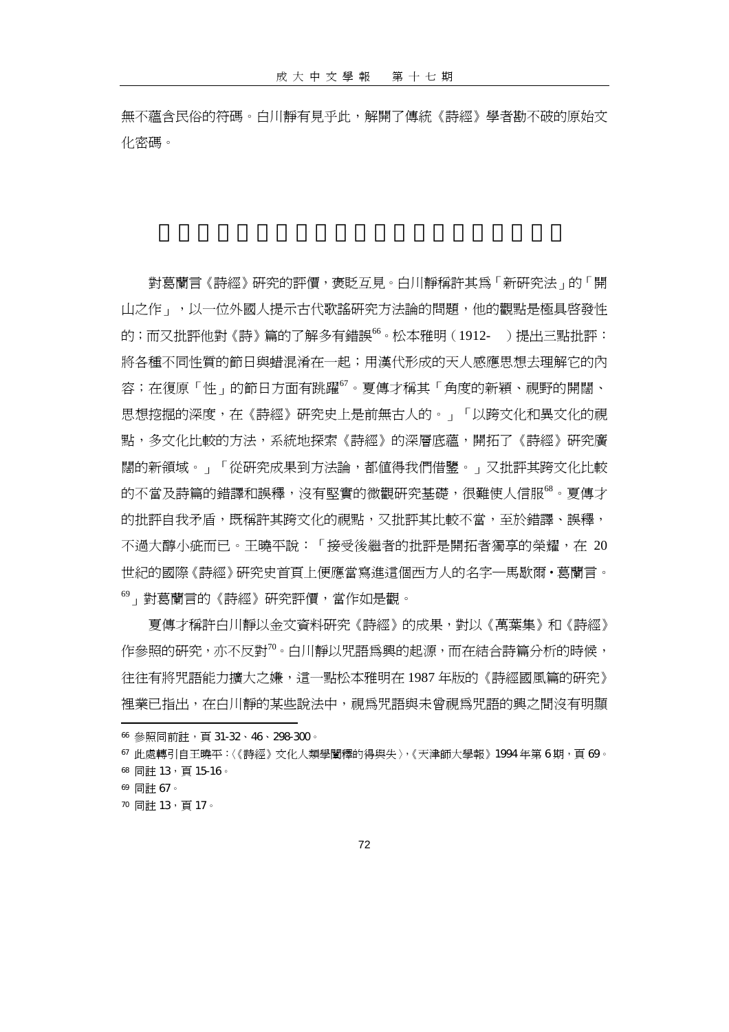無不蘊含民俗的符碼。白川靜有見乎此，解開了傳統《詩經》學者勘不破的原始文化密碼。

對葛蘭言《詩經》研究的評價，褒貶互見。白川靜稱許其為「新研究法」的「開山之作」，以一位外國人提示古代歌謠研究方法論的問題，他的觀點是極具啓發性的；而又批評他對《詩》篇的了解多有錯誤[66]。松本雅明（1912- ）提出三點批評：將各種不同性質的節日與蜡混淆在一起；用漢代形成的天人感應思想去理解它的內容；在復原「性」的節日方面有跳躍[67]。夏傳才稱其「角度的新穎、視野的開闊、思想挖掘的深度，在《詩經》研究史上是前無古人的。」「以跨文化和異文化的視點，多文化比較的方法，系統地探索《詩經》的深層底蘊，開拓了《詩經》研究廣闊的新領域。」「從研究成果到方法論，都值得我們借鑒。」又批評其跨文化比較的不當及詩篇的錯譯和誤釋，沒有堅實的微觀研究基礎，很難使人信服[68]。夏傳才的批評自我矛盾，既稱許其跨文化的視點，又批評其比較不當，至於錯譯、誤釋，不過大醇小疵而已。王曉平說：「接受後繼者的批評是開拓者獨享的榮耀，在 20 世紀的國際《詩經》研究史首頁上便應當寫進這個西方人的名字—馬歇爾‧葛蘭言。[69]」對葛蘭言的《詩經》研究評價，當作如是觀。

夏傳才稱許白川靜以金文資料研究《詩經》的成果，對以《萬葉集》和《詩經》作參照的研究，亦不反對[70]。白川靜以咒語為興的起源，而在結合詩篇分析的時候，往往有將咒語能力擴大之嫌，這一點松本雅明在 1987 年版的《詩經國風篇的研究》裡業已指出，在白川靜的某些說法中，視為咒語與未曾視為咒語的興之間沒有明顯

---

[66] 參照同前註，頁 31-32、46、298-300。

[67] 此處轉引自王曉平：〈《詩經》文化人類學闡釋的得與失〉，《天津師大學報》1994 年第 6 期，頁 69。

[68] 同註 13，頁 15-16。

[69] 同註 67。

[70] 同註 13，頁 17。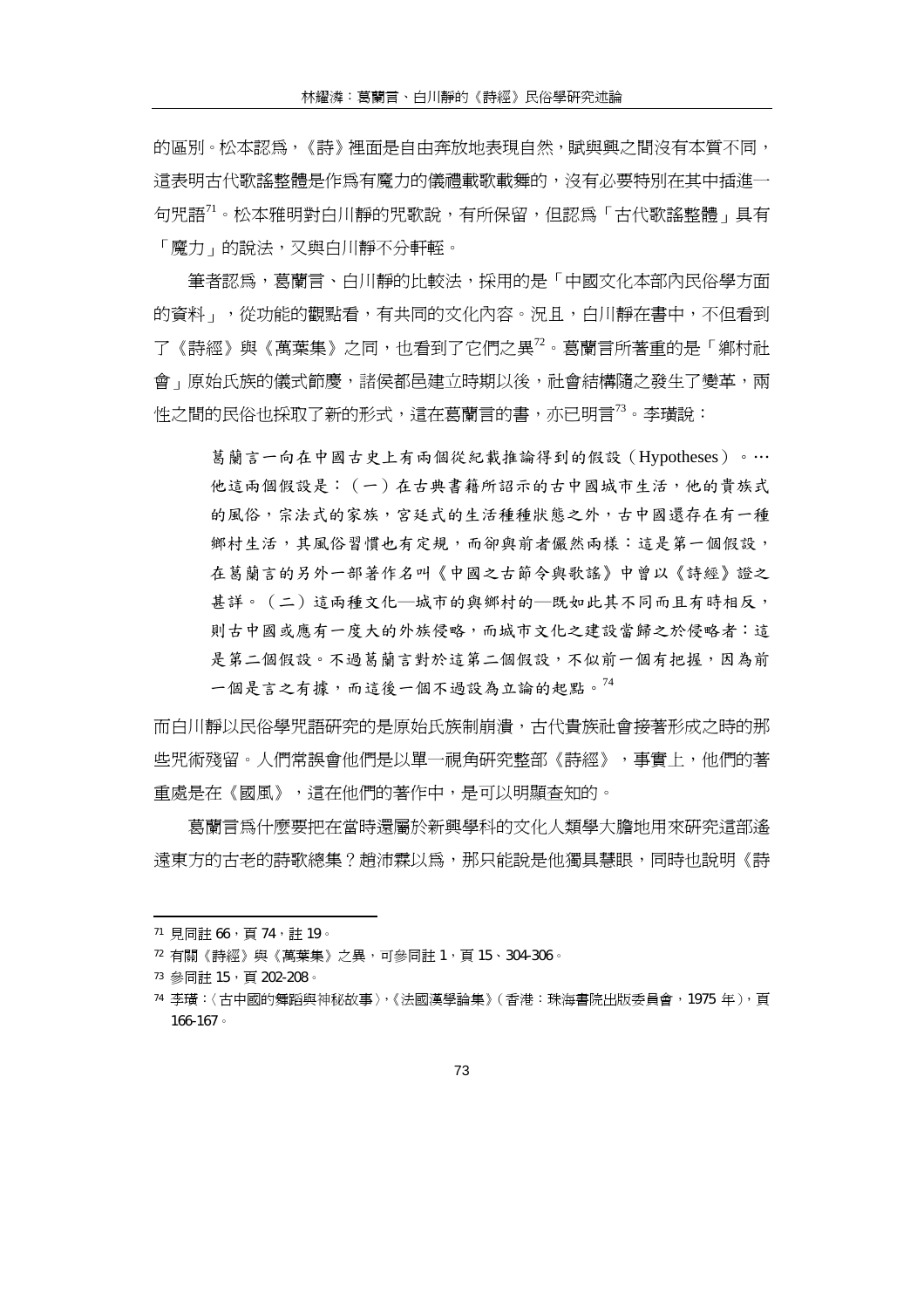的區別。松本認爲，《詩》裡面是自由奔放地表現自然，賦與興之間沒有本質不同，這表明古代歌謠整體是作爲有魔力的儀禮載歌載舞的，沒有必要特別在其中插進一句咒語[71]。松本雅明對白川靜的咒歌說，有所保留，但認爲「古代歌謠整體」具有「魔力」的說法，又與白川靜不分軒輊。

筆者認爲，葛蘭言、白川靜的比較法，採用的是「中國文化本部內民俗學方面的資料」，從功能的觀點看，有共同的文化內容。況且，白川靜在書中，不但看到了《詩經》與《萬葉集》之同，也看到了它們之異[72]。葛蘭言所著重的是「鄉村社會」原始氏族的儀式節慶，諸侯都邑建立時期以後，社會結構隨之發生了變革，兩性之間的民俗也採取了新的形式，這在葛蘭言的書，亦已明言[73]。李璜說：

> 葛蘭言一向在中國古史上有兩個從紀載推論得到的假設（Hypotheses）。…他這兩個假設是：（一）在古典書籍所詔示的古中國城市生活，他的貴族式的風俗，宗法式的家族，宮廷式的生活種種狀態之外，古中國還存在有一種鄉村生活，其風俗習慣也有定規，而卻與前者儼然兩樣：這是第一個假設，在葛蘭言的另外一部著作名叫《中國之古節令與歌謠》中曾以《詩經》證之甚詳。（二）這兩種文化—城市的與鄉村的—既如此其不同而且有時相反，則古中國或應有一度大的外族侵略，而城市文化之建設當歸之於侵略者：這是第二個假設。不過葛蘭言對於這第二個假設，不似前一個有把握，因為前一個是言之有據，而這後一個不過設為立論的起點。[74]

而白川靜以民俗學咒語研究的是原始氏族制崩潰，古代貴族社會接著形成之時的那些咒術殘留。人們常誤會他們是以單一視角研究整部《詩經》，事實上，他們的著重處是在《國風》，這在他們的著作中，是可以明顯查知的。

葛蘭言爲什麼要把在當時還屬於新興學科的文化人類學大膽地用來研究這部遙遠東方的古老的詩歌總集？趙沛霖以爲，那只能說是他獨具慧眼，同時也說明《詩

---

71 見同註 66，頁 74，註 19。

72 有關《詩經》與《萬葉集》之異，可參同註 1，頁 15、304-306。

73 參同註 15，頁 202-208。

74 李璜：〈古中國的舞蹈與神秘故事〉，《法國漢學論集》（香港：珠海書院出版委員會，1975 年），頁 166-167。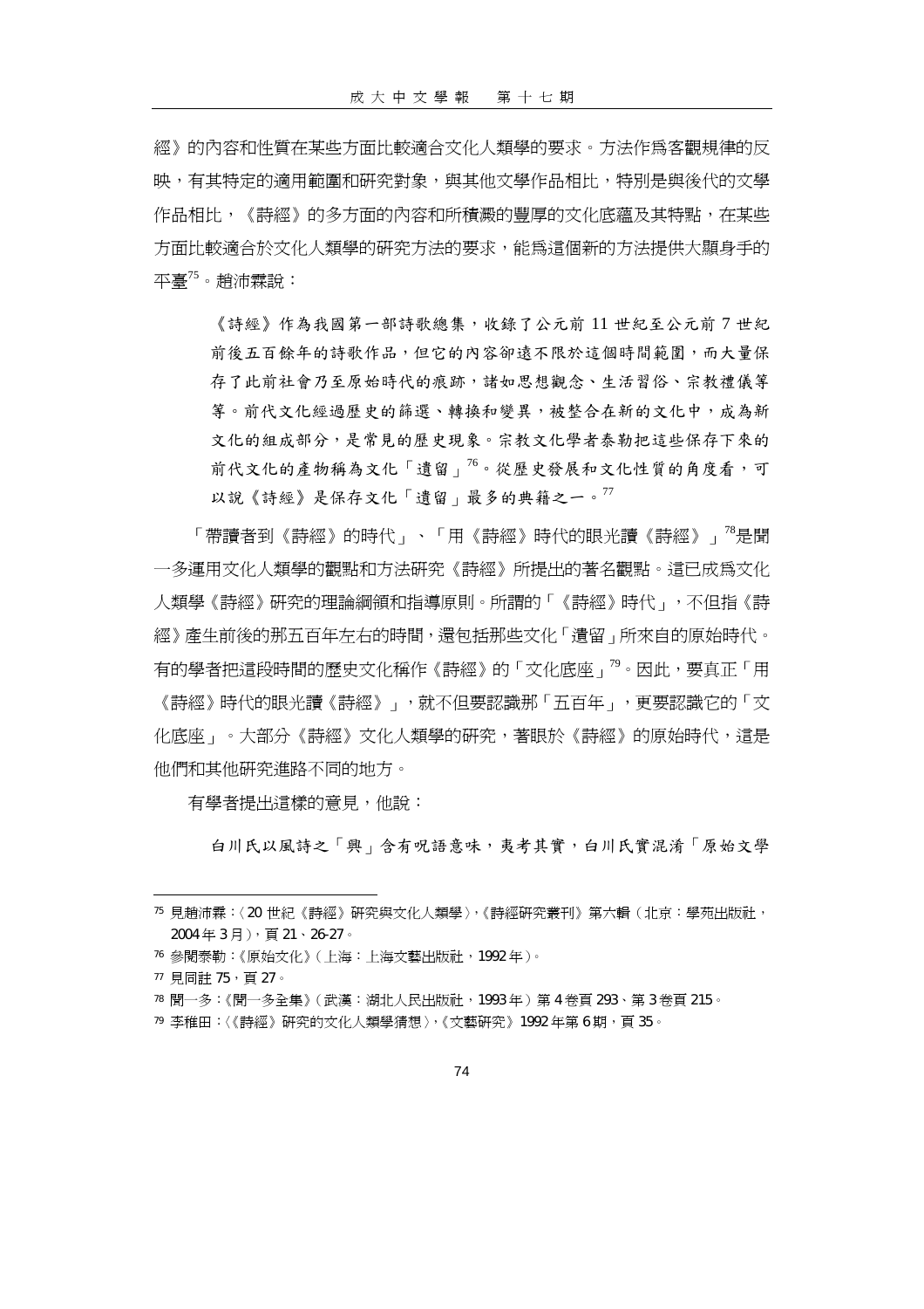經》的內容和性質在某些方面比較適合文化人類學的要求。方法作為客觀規律的反映，有其特定的適用範圍和研究對象，與其他文學作品相比，特別是與後代的文學作品相比，《詩經》的多方面的內容和所積澱的豐厚的文化底蘊及其特點，在某些方面比較適合於文化人類學的研究方法的要求，能為這個新的方法提供大顯身手的平臺[75]。趙沛霖說：

> 《詩經》作為我國第一部詩歌總集，收錄了公元前 11 世紀至公元前 7 世紀前後五百餘年的詩歌作品，但它的內容卻遠不限於這個時間範圍，而大量保存了此前社會乃至原始時代的痕跡，諸如思想觀念、生活習俗、宗教禮儀等等。前代文化經過歷史的篩選、轉換和變異，被整合在新的文化中，成為新文化的組成部分，是常見的歷史現象。宗教文化學者泰勒把這些保存下來的前代文化的產物稱為文化「遺留」[76]。從歷史發展和文化性質的角度看，可以說《詩經》是保存文化「遺留」最多的典籍之一。[77]

「帶讀者到《詩經》的時代」、「用《詩經》時代的眼光讀《詩經》」[78]是聞一多運用文化人類學的觀點和方法研究《詩經》所提出的著名觀點。這已成為文化人類學《詩經》研究的理論綱領和指導原則。所謂的「《詩經》時代」，不但指《詩經》產生前後的那五百年左右的時間，還包括那些文化「遺留」所來自的原始時代。有的學者把這段時間的歷史文化稱作《詩經》的「文化底座」[79]。因此，要真正「用《詩經》時代的眼光讀《詩經》」，就不但要認識那「五百年」，更要認識它的「文化底座」。大部分《詩經》文化人類學的研究，著眼於《詩經》的原始時代，這是他們和其他研究進路不同的地方。

有學者提出這樣的意見，他說：

> 白川氏以風詩之「興」含有呪語意味，夷考其實，白川氏實混淆「原始文學

---

[75] 見趙沛霖：〈20 世紀《詩經》研究與文化人類學〉，《詩經研究叢刊》第六輯（北京：學苑出版社，2004 年 3 月），頁 21、26-27。

[76] 參閱泰勒：《原始文化》（上海：上海文藝出版社，1992 年）。

[77] 見同註 75，頁 27。

[78] 聞一多：《聞一多全集》（武漢：湖北人民出版社，1993 年）第 4 卷頁 293、第 3 卷頁 215。

[79] 李稚田：〈《詩經》研究的文化人類學猜想〉，《文藝研究》1992 年第 6 期，頁 35。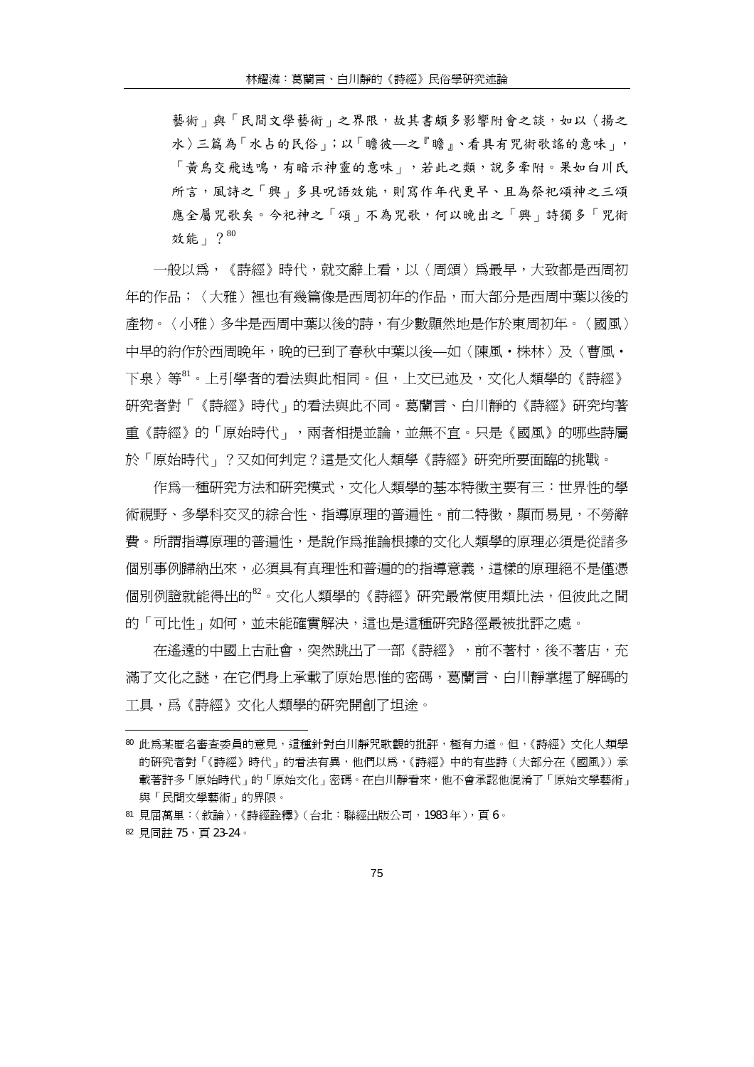> 藝術」與「民間文學藝術」之界限，故其書頗多影響附會之談，如以〈揚之水〉三篇為「水占的民俗」；以「瞻彼—之『瞻』、看具有咒術歌謠的意味」，「黃鳥交飛迭鳴，有暗示神靈的意味」，若此之類，說多牽附。果如白川氏所言，風詩之「興」多具呪語效能，則寫作年代更早、且為祭祀頌神之三頌應全屬咒歌矣。今祀神之「頌」不為咒歌，何以晚出之「興」詩獨多「咒術效能」？[80]

一般以為，《詩經》時代，就文辭上看，以〈周頌〉為最早，大致都是西周初年的作品；〈大雅〉裡也有幾篇像是西周初年的作品，而大部分是西周中葉以後的產物。〈小雅〉多半是西周中葉以後的詩，有少數顯然地是作於東周初年。〈國風〉中早的約作於西周晚年，晚的已到了春秋中葉以後—如〈陳風・株林〉及〈曹風・下泉〉等[81]。上引學者的看法與此相同。但，上文已述及，文化人類學的《詩經》研究者對「《詩經》時代」的看法與此不同。葛蘭言、白川靜的《詩經》研究均著重《詩經》的「原始時代」，兩者相提並論，並無不宜。只是《國風》的哪些詩屬於「原始時代」？又如何判定？這是文化人類學《詩經》研究所要面臨的挑戰。

作為一種研究方法和研究模式，文化人類學的基本特徵主要有三：世界性的學術視野、多學科交叉的綜合性、指導原理的普遍性。前二特徵，顯而易見，不勞辭費。所謂指導原理的普遍性，是說作為推論根據的文化人類學的原理必須是從諸多個別事例歸納出來，必須具有真理性和普遍的的指導意義，這樣的原理絕不是僅憑個別例證就能得出的[82]。文化人類學的《詩經》研究最常使用類比法，但彼此之間的「可比性」如何，並未能確實解決，這也是這種研究路徑最被批評之處。

在遙遠的中國上古社會，突然跳出了一部《詩經》，前不著村，後不著店，充滿了文化之謎，在它們身上承載了原始思惟的密碼，葛蘭言、白川靜掌握了解碼的工具，為《詩經》文化人類學的研究開創了坦途。

---

80 此為某匿名審查委員的意見，這種針對白川靜咒歌觀的批評，極有力道。但，《詩經》文化人類學的研究者對「《詩經》時代」的看法有異，他們以為，《詩經》中的有些詩（大部分在《國風》）承載著許多「原始時代」的「原始文化」密碼。在白川靜看來，他不會承認他混淆了「原始文學藝術」與「民間文學藝術」的界限。

81 見屈萬里：〈敘論〉，《詩經詮釋》（台北：聯經出版公司，1983 年），頁 6。

82 見同註 75，頁 23-24。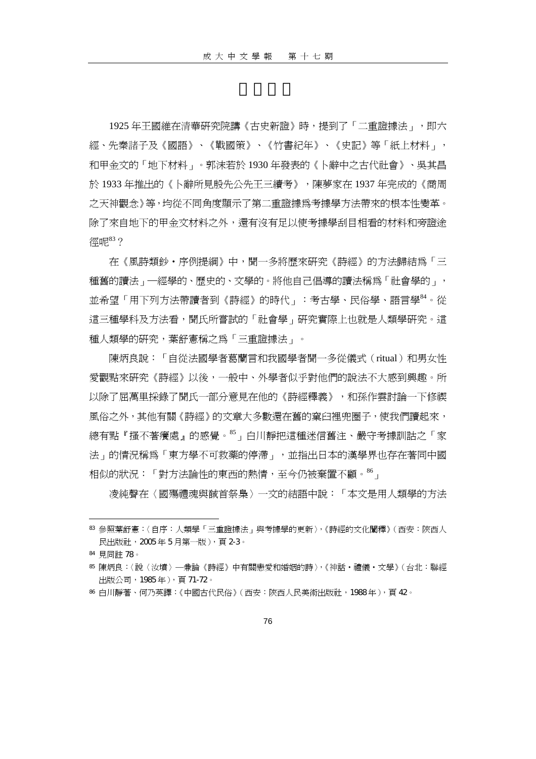# □□□□

1925 年王國維在清華研究院講《古史新證》時，提到了「二重證據法」，即六經、先秦諸子及《國語》、《戰國策》、《竹書紀年》、《史記》等「紙上材料」，和甲金文的「地下材料」。郭沫若於 1930 年發表的《卜辭中之古代社會》、吳其昌於 1933 年推出的《卜辭所見殷先公先王三續考》，陳夢家在 1937 年完成的《商周之天神觀念》等，均從不同角度顯示了第二重證據爲考據學方法帶來的根本性變革。除了來自地下的甲金文材料之外，還有沒有足以使考據學刮目相看的材料和旁證途徑呢[83]？

在《風詩類鈔・序例提綱》中，聞一多將歷來研究《詩經》的方法歸結爲「三種舊的讀法」—經學的、歷史的、文學的。將他自己倡導的讀法稱爲「社會學的」，並希望「用下列方法帶讀者到《詩經》的時代」：考古學、民俗學、語言學[84]。從這三種學科及方法看，聞氏所嘗試的「社會學」研究實際上也就是人類學研究。這種人類學的研究，葉舒憲稱之爲「三重證據法」。

陳炳良說：「自從法國學者葛蘭言和我國學者聞一多從儀式（ritual）和男女性愛觀點來研究《詩經》以後，一般中、外學者似乎對他們的說法不大感到興趣。所以除了屈萬里採錄了聞氏一部分意見在他的《詩經釋義》，和孫作雲討論一下修禊風俗之外，其他有關《詩經》的文章大多數還在舊的窠臼裡兜圈子，使我們讀起來，總有點『搔不著癢處』的感覺。[85]」白川靜把這種迷信舊注、嚴守考據訓詁之「家法」的情況稱爲「東方學不可救藥的停滯」，並指出日本的漢學界也存在著同中國相似的狀況：「對方法論性的東西的熱情，至今仍被棄置不顧。[86]」

凌純聲在〈國殤禮魂與馘首祭梟〉一文的結語中說：「本文是用人類學的方法

---

[83] 參照葉舒憲：〈自序：人類學「三重證據法」與考據學的更新〉，《詩經的文化闡釋》（西安：陝西人民出版社，2005 年 5 月第一版），頁 2-3。

[84] 見同註 78。

[85] 陳炳良：〈說〈汝墳〉—兼論《詩經》中有關戀愛和婚姻的詩〉，《神話・禮儀・文學》（台北：聯經出版公司，1985 年），頁 71-72。

[86] 白川靜著、何乃英譯：《中國古代民俗》（西安：陝西人民美術出版社，1988 年），頁 42。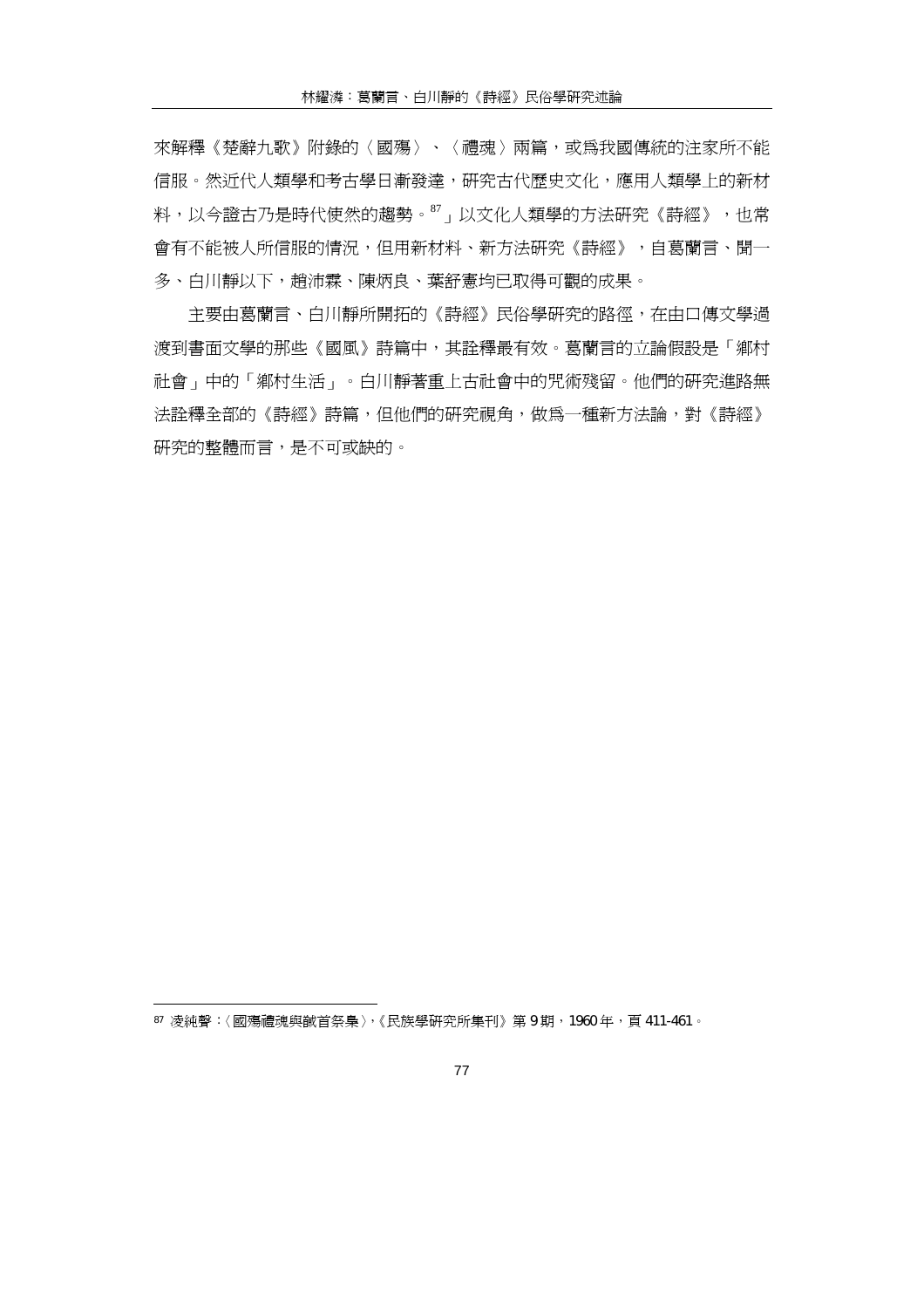來解釋《楚辭九歌》附錄的〈國殤〉、〈禮魂〉兩篇，或爲我國傳統的注家所不能信服。然近代人類學和考古學日漸發達，研究古代歷史文化，應用人類學上的新材料，以今證古乃是時代使然的趨勢。[87]」以文化人類學的方法研究《詩經》，也常會有不能被人所信服的情況，但用新材料、新方法研究《詩經》，自葛蘭言、聞一多、白川靜以下，趙沛霖、陳炳良、葉舒憲均已取得可觀的成果。

主要由葛蘭言、白川靜所開拓的《詩經》民俗學研究的路徑，在由口傳文學過渡到書面文學的那些《國風》詩篇中，其詮釋最有效。葛蘭言的立論假設是「鄉村社會」中的「鄉村生活」。白川靜著重上古社會中的咒術殘留。他們的研究進路無法詮釋全部的《詩經》詩篇，但他們的研究視角，做爲一種新方法論，對《詩經》研究的整體而言，是不可或缺的。

---

87 凌純聲：〈國殤禮魂與馘首祭梟〉，《民族學研究所集刊》第 9 期，1960 年，頁 411-461。